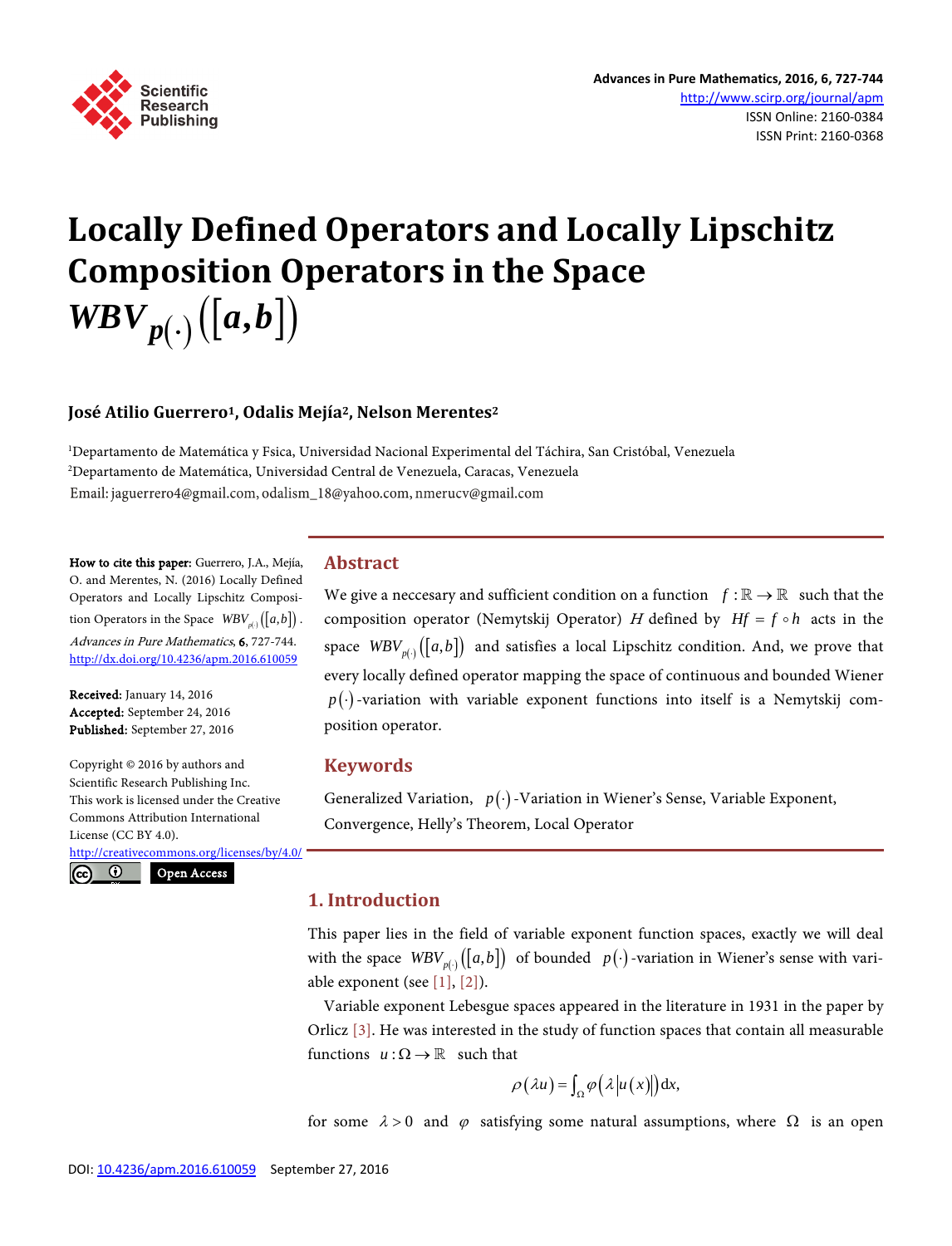# Locally Defined Operators and Locally Lipschitz Composition Operators in the Space $WBV_{p(\cdot)}([a,b])$

**José Atilio Guerrero[1], Odalis Mejía[2], Nelson Merentes[2]**

[1]Departamento de Matemática y Fsica, Universidad Nacional Experimental del Táchira, San Cristóbal, Venezuela
[2]Departamento de Matemática, Universidad Central de Venezuela, Caracas, Venezuela
Email: jaguerrero4@gmail.com, odalism_18@yahoo.com, nmerucv@gmail.com

**How to cite this paper:** Guerrero, J.A., Mejía, O. and Merentes, N. (2016) Locally Defined Operators and Locally Lipschitz Composition Operators in the Space $WBV_{p(\cdot)}([a,b])$. *Advances in Pure Mathematics*, **6**, 727-744.
http://dx.doi.org/10.4236/apm.2016.610059

**Received:** January 14, 2016
**Accepted:** September 24, 2016
**Published:** September 27, 2016

Copyright © 2016 by authors and Scientific Research Publishing Inc.
This work is licensed under the Creative Commons Attribution International License (CC BY 4.0).
http://creativecommons.org/licenses/by/4.0/

Open Access

## Abstract

We give a neccesary and sufficient condition on a function $f:\mathbb{R}\to\mathbb{R}$ such that the composition operator (Nemytskij Operator) $H$ defined by $Hf = f\circ h$ acts in the space $WBV_{p(\cdot)}([a,b])$ and satisfies a local Lipschitz condition. And, we prove that every locally defined operator mapping the space of continuous and bounded Wiener $p(\cdot)$-variation with variable exponent functions into itself is a Nemytskij composition operator.

## Keywords

Generalized Variation, $p(\cdot)$-Variation in Wiener's Sense, Variable Exponent, Convergence, Helly's Theorem, Local Operator

## 1. Introduction

This paper lies in the field of variable exponent function spaces, exactly we will deal with the space $WBV_{p(\cdot)}([a,b])$ of bounded $p(\cdot)$-variation in Wiener's sense with variable exponent (see [1], [2]).

Variable exponent Lebesgue spaces appeared in the literature in 1931 in the paper by Orlicz [3]. He was interested in the study of function spaces that contain all measurable functions $u:\Omega\to\mathbb{R}$ such that

$$\rho(\lambda u) = \int_{\Omega} \varphi\left(\lambda |u(x)|\right) \mathrm{d}x,$$

for some $\lambda > 0$ and $\varphi$ satisfying some natural assumptions, where $\Omega$ is an open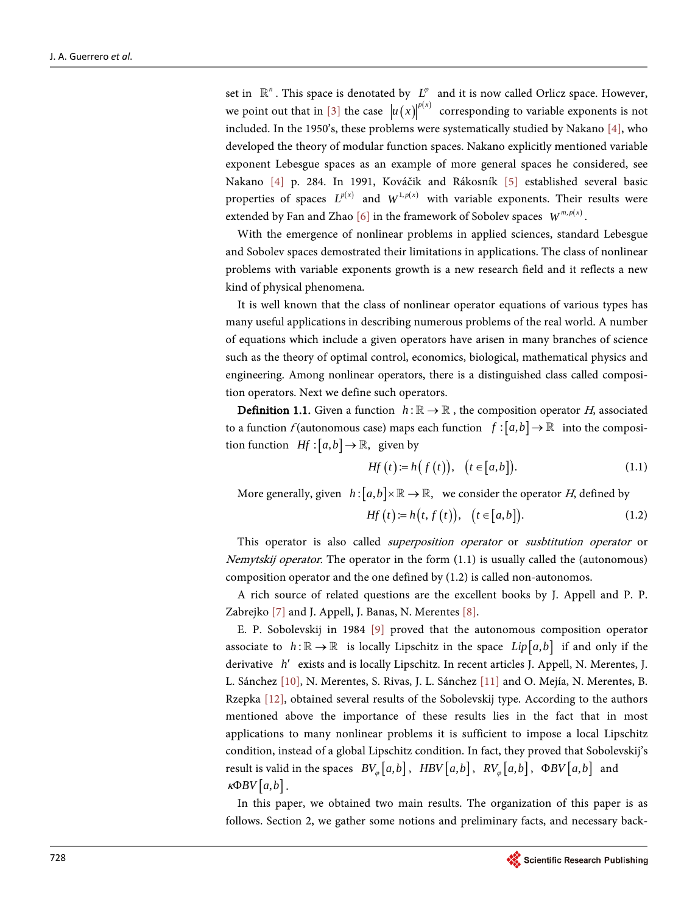set in $\mathbb{R}^n$. This space is denotated by $L^{\varphi}$ and it is now called Orlicz space. However, we point out that in [3] the case $|u(x)|^{p(x)}$ corresponding to variable exponents is not included. In the 1950's, these problems were systematically studied by Nakano [4], who developed the theory of modular function spaces. Nakano explicitly mentioned variable exponent Lebesgue spaces as an example of more general spaces he considered, see Nakano [4] p. 284. In 1991, Kováčik and Rákosník [5] established several basic properties of spaces $L^{p(x)}$ and $W^{1,p(x)}$ with variable exponents. Their results were extended by Fan and Zhao [6] in the framework of Sobolev spaces $W^{m,p(x)}$.

With the emergence of nonlinear problems in applied sciences, standard Lebesgue and Sobolev spaces demostrated their limitations in applications. The class of nonlinear problems with variable exponents growth is a new research field and it reflects a new kind of physical phenomena.

It is well known that the class of nonlinear operator equations of various types has many useful applications in describing numerous problems of the real world. A number of equations which include a given operators have arisen in many branches of science such as the theory of optimal control, economics, biological, mathematical physics and engineering. Among nonlinear operators, there is a distinguished class called composition operators. Next we define such operators.

**Definition 1.1.** Given a function $h:\mathbb{R}\to\mathbb{R}$, the composition operator *H*, associated to a function *f* (autonomous case) maps each function $f:[a,b]\to\mathbb{R}$ into the composition function $Hf:[a,b]\to\mathbb{R}$, given by

$$Hf(t):=h(f(t)),\quad (t\in[a,b]). \tag{1.1}$$

More generally, given $h:[a,b]\times\mathbb{R}\to\mathbb{R}$, we consider the operator *H*, defined by

$$Hf(t):=h(t,f(t)),\quad (t\in[a,b]). \tag{1.2}$$

This operator is also called *superposition operator* or *susbtitution operator* or *Nemytskij operator*. The operator in the form (1.1) is usually called the (autonomous) composition operator and the one defined by (1.2) is called non-autonomos.

A rich source of related questions are the excellent books by J. Appell and P. P. Zabrejko [7] and J. Appell, J. Banas, N. Merentes [8].

E. P. Sobolevskij in 1984 [9] proved that the autonomous composition operator associate to $h:\mathbb{R}\to\mathbb{R}$ is locally Lipschitz in the space $Lip[a,b]$ if and only if the derivative $h'$ exists and is locally Lipschitz. In recent articles J. Appell, N. Merentes, J. L. Sánchez [10], N. Merentes, S. Rivas, J. L. Sánchez [11] and O. Mejía, N. Merentes, B. Rzepka [12], obtained several results of the Sobolevskij type. According to the authors mentioned above the importance of these results lies in the fact that in most applications to many nonlinear problems it is sufficient to impose a local Lipschitz condition, instead of a global Lipschitz condition. In fact, they proved that Sobolevskij's result is valid in the spaces $BV_{\varphi}[a,b]$, $HBV[a,b]$, $RV_{\varphi}[a,b]$, $\Phi BV[a,b]$ and $\kappa\Phi BV[a,b]$.

In this paper, we obtained two main results. The organization of this paper is as follows. Section 2, we gather some notions and preliminary facts, and necessary back-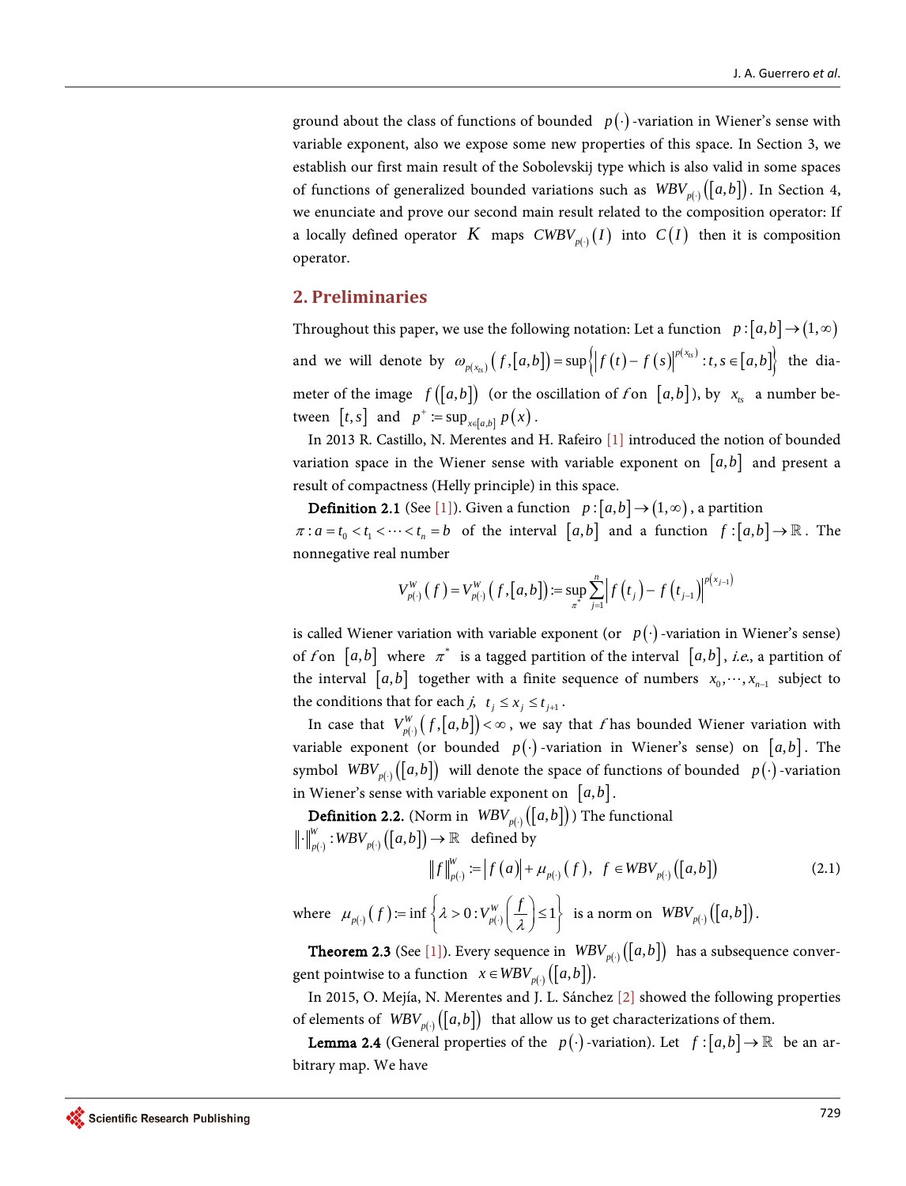ground about the class of functions of bounded $p(\cdot)$-variation in Wiener's sense with variable exponent, also we expose some new properties of this space. In Section 3, we establish our first main result of the Sobolevskij type which is also valid in some spaces of functions of generalized bounded variations such as $WBV_{p(\cdot)}([a,b])$. In Section 4, we enunciate and prove our second main result related to the composition operator: If a locally defined operator $K$ maps $CWBV_{p(\cdot)}(I)$ into $C(I)$ then it is composition operator.

## 2. Preliminaries

Throughout this paper, we use the following notation: Let a function $p:[a,b]\to(1,\infty)$ and we will denote by $\omega_{p(x_{ts})}(f,[a,b]) = \sup\left\{|f(t)-f(s)|^{p(x_{ts})}: t,s\in[a,b]\right\}$ the diameter of the image $f([a,b])$ (or the oscillation of *f* on $[a,b]$), by $x_{ts}$ a number between $[t,s]$ and $p^{+} := \sup_{x\in[a,b]} p(x)$.

In 2013 R. Castillo, N. Merentes and H. Rafeiro [1] introduced the notion of bounded variation space in the Wiener sense with variable exponent on $[a,b]$ and present a result of compactness (Helly principle) in this space.

**Definition 2.1** (See [1]). Given a function $p:[a,b]\to(1,\infty)$, a partition $\pi: a=t_0<t_1<\cdots<t_n=b$ of the interval $[a,b]$ and a function $f:[a,b]\to\mathbb{R}$. The nonnegative real number

$$V_{p(\cdot)}^{W}(f) = V_{p(\cdot)}^{W}(f,[a,b]) := \sup_{\pi^*}\sum_{j=1}^{n}\left|f(t_j)-f(t_{j-1})\right|^{p(x_{j-1})}$$

is called Wiener variation with variable exponent (or $p(\cdot)$-variation in Wiener's sense) of *f* on $[a,b]$ where $\pi^*$ is a tagged partition of the interval $[a,b]$, *i.e.*, a partition of the interval $[a,b]$ together with a finite sequence of numbers $x_0,\cdots,x_{n-1}$ subject to the conditions that for each *j*, $t_j\le x_j\le t_{j+1}$.

In case that $V_{p(\cdot)}^{W}(f,[a,b])<\infty$, we say that *f* has bounded Wiener variation with variable exponent (or bounded $p(\cdot)$-variation in Wiener's sense) on $[a,b]$. The symbol $WBV_{p(\cdot)}([a,b])$ will denote the space of functions of bounded $p(\cdot)$-variation in Wiener's sense with variable exponent on $[a,b]$.

**Definition 2.2.** (Norm in $WBV_{p(\cdot)}([a,b])$) The functional $\|\cdot\|_{p(\cdot)}^{W}: WBV_{p(\cdot)}([a,b])\to\mathbb{R}$ defined by

$$\|f\|_{p(\cdot)}^{W} := |f(a)| + \mu_{p(\cdot)}(f),\quad f\in WBV_{p(\cdot)}([a,b]) \tag{2.1}$$

where $\mu_{p(\cdot)}(f) := \inf\left\{\lambda>0: V_{p(\cdot)}^{W}\left(\frac{f}{\lambda}\right)\le 1\right\}$ is a norm on $WBV_{p(\cdot)}([a,b])$.

**Theorem 2.3** (See [1]). Every sequence in $WBV_{p(\cdot)}([a,b])$ has a subsequence convergent pointwise to a function $x\in WBV_{p(\cdot)}([a,b])$.

In 2015, O. Mejía, N. Merentes and J. L. Sánchez [2] showed the following properties of elements of $WBV_{p(\cdot)}([a,b])$ that allow us to get characterizations of them.

**Lemma 2.4** (General properties of the $p(\cdot)$-variation). Let $f:[a,b]\to\mathbb{R}$ be an arbitrary map. We have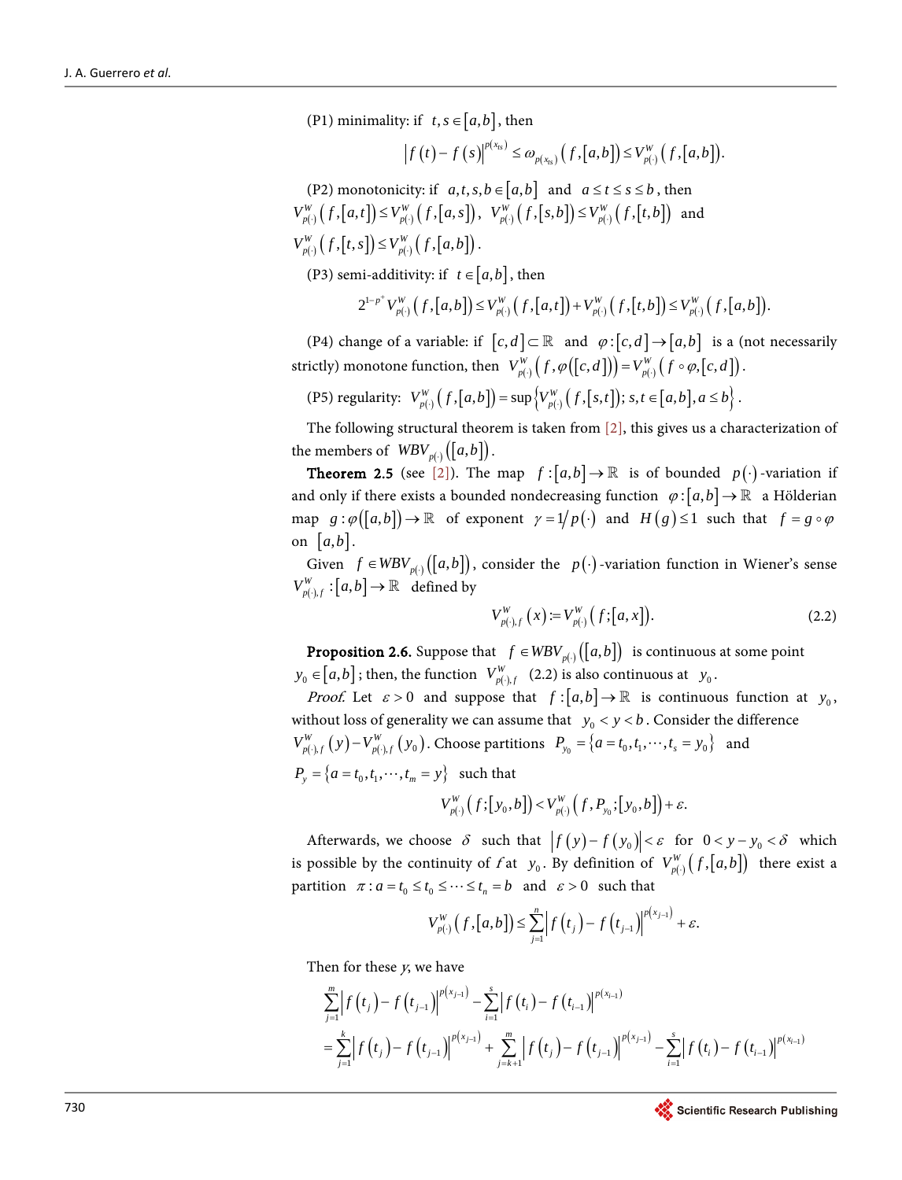(P1) minimality: if $t, s \in [a,b]$, then

$$\left|f(t) - f(s)\right|^{p(x_{ts})} \leq \omega_{p(x_{ts})}\left(f,[a,b]\right) \leq V_{p(\cdot)}^{W}\left(f,[a,b]\right).$$

(P2) monotonicity: if $a,t,s,b \in [a,b]$ and $a \leq t \leq s \leq b$, then $V_{p(\cdot)}^{W}\left(f,[a,t]\right) \leq V_{p(\cdot)}^{W}\left(f,[a,s]\right)$, $V_{p(\cdot)}^{W}\left(f,[s,b]\right) \leq V_{p(\cdot)}^{W}\left(f,[t,b]\right)$ and $V_{p(\cdot)}^{W}\left(f,[t,s]\right) \leq V_{p(\cdot)}^{W}\left(f,[a,b]\right)$.

(P3) semi-additivity: if $t \in [a,b]$, then

$$2^{1-p^{+}} V_{p(\cdot)}^{W}\left(f,[a,b]\right) \leq V_{p(\cdot)}^{W}\left(f,[a,t]\right) + V_{p(\cdot)}^{W}\left(f,[t,b]\right) \leq V_{p(\cdot)}^{W}\left(f,[a,b]\right).$$

(P4) change of a variable: if $[c,d] \subset \mathbb{R}$ and $\varphi:[c,d] \to [a,b]$ is a (not necessarily strictly) monotone function, then $V_{p(\cdot)}^{W}\left(f,\varphi([c,d])\right) = V_{p(\cdot)}^{W}\left(f \circ \varphi,[c,d]\right)$.

(P5) regularity: $V_{p(\cdot)}^{W}\left(f,[a,b]\right) = \sup\left\{V_{p(\cdot)}^{W}\left(f,[s,t]\right); s,t \in [a,b], a \leq b\right\}$.

The following structural theorem is taken from [2], this gives us a characterization of the members of $WBV_{p(\cdot)}([a,b])$.

**Theorem 2.5** (see [2]). The map $f:[a,b] \to \mathbb{R}$ is of bounded $p(\cdot)$-variation if and only if there exists a bounded nondecreasing function $\varphi:[a,b] \to \mathbb{R}$ a Hölderian map $g:\varphi([a,b]) \to \mathbb{R}$ of exponent $\gamma = 1/p(\cdot)$ and $H(g) \leq 1$ such that $f = g \circ \varphi$ on $[a,b]$.

Given $f \in WBV_{p(\cdot)}([a,b])$, consider the $p(\cdot)$-variation function in Wiener's sense $V_{p(\cdot),f}^{W}:[a,b] \to \mathbb{R}$ defined by

$$V_{p(\cdot),f}^{W}(x) := V_{p(\cdot)}^{W}\left(f;[a,x]\right). \tag{2.2}$$

**Proposition 2.6.** Suppose that $f \in WBV_{p(\cdot)}([a,b])$ is continuous at some point $y_0 \in [a,b]$; then, the function $V_{p(\cdot),f}^{W}$ (2.2) is also continuous at $y_0$.

*Proof.* Let $\varepsilon > 0$ and suppose that $f:[a,b] \to \mathbb{R}$ is continuous function at $y_0$, without loss of generality we can assume that $y_0 < y < b$. Consider the difference $V_{p(\cdot),f}^{W}(y) - V_{p(\cdot),f}^{W}(y_0)$. Choose partitions $P_{y_0} = \{a = t_0, t_1, \cdots, t_s = y_0\}$ and $P_y = \{a = t_0, t_1, \cdots, t_m = y\}$ such that

$$V_{p(\cdot)}^{W}\left(f;[y_0,b]\right) < V_{p(\cdot)}^{W}\left(f, P_{y_0};[y_0,b]\right) + \varepsilon.$$

Afterwards, we choose $\delta$ such that $\left|f(y) - f(y_0)\right| < \varepsilon$ for $0 < y - y_0 < \delta$ which is possible by the continuity of *f* at $y_0$. By definition of $V_{p(\cdot)}^{W}\left(f,[a,b]\right)$ there exist a partition $\pi: a = t_0 \leq t_0 \leq \cdots \leq t_n = b$ and $\varepsilon > 0$ such that

$$V_{p(\cdot)}^{W}\left(f,[a,b]\right) \leq \sum_{j=1}^{n}\left|f(t_j) - f(t_{j-1})\right|^{p(x_{j-1})} + \varepsilon.$$

Then for these *y*, we have

$$\begin{aligned}
&\sum_{j=1}^{m}\left|f(t_j) - f(t_{j-1})\right|^{p(x_{j-1})} - \sum_{i=1}^{s}\left|f(t_i) - f(t_{i-1})\right|^{p(x_{i-1})} \\
&= \sum_{j=1}^{k}\left|f(t_j) - f(t_{j-1})\right|^{p(x_{j-1})} + \sum_{j=k+1}^{m}\left|f(t_j) - f(t_{j-1})\right|^{p(x_{j-1})} - \sum_{i=1}^{s}\left|f(t_i) - f(t_{i-1})\right|^{p(x_{i-1})}
\end{aligned}$$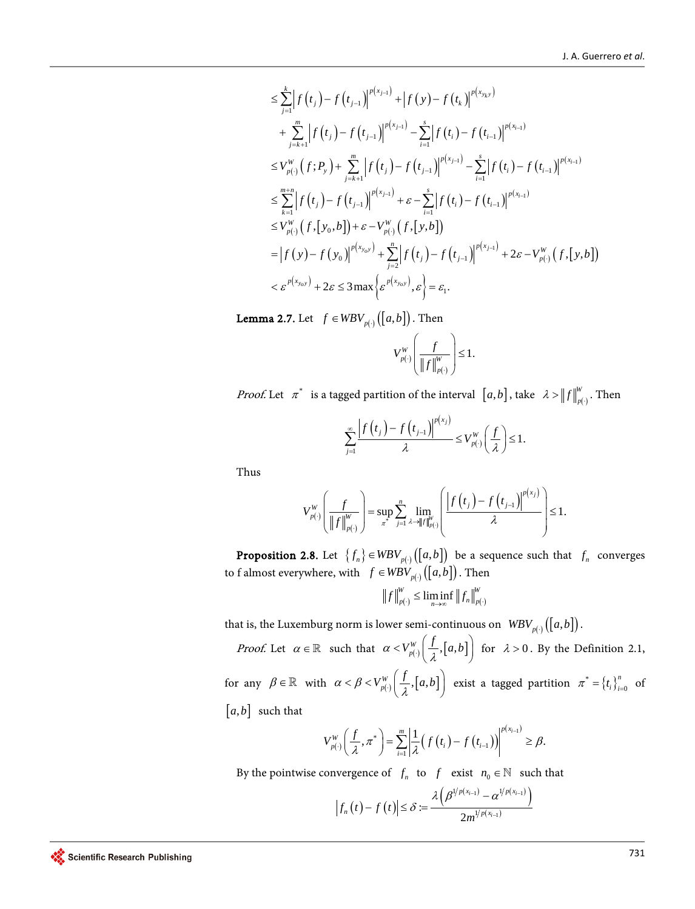$$
\begin{aligned}
&\le \sum_{j=1}^{k}\left|f(t_j)-f(t_{j-1})\right|^{p(x_{j-1})}+\left|f(y)-f(t_k)\right|^{p(x_{y_k y})} \\
&\quad+\sum_{j=k+1}^{m}\left|f(t_j)-f(t_{j-1})\right|^{p(x_{j-1})}-\sum_{i=1}^{s}\left|f(t_i)-f(t_{i-1})\right|^{p(x_{i-1})} \\
&\le V_{p(\cdot)}^{W}(f;P_y)+\sum_{j=k+1}^{m}\left|f(t_j)-f(t_{j-1})\right|^{p(x_{j-1})}-\sum_{i=1}^{s}\left|f(t_i)-f(t_{i-1})\right|^{p(x_{i-1})} \\
&\le \sum_{k=1}^{m+n}\left|f(t_j)-f(t_{j-1})\right|^{p(x_{j-1})}+\varepsilon-\sum_{i=1}^{s}\left|f(t_i)-f(t_{i-1})\right|^{p(x_{i-1})} \\
&\le V_{p(\cdot)}^{W}(f,[y_0,b])+\varepsilon-V_{p(\cdot)}^{W}(f,[y,b]) \\
&=\left|f(y)-f(y_0)\right|^{p(x_{y_0 y})}+\sum_{j=2}^{n}\left|f(t_j)-f(t_{j-1})\right|^{p(x_{j-1})}+2\varepsilon-V_{p(\cdot)}^{W}(f,[y,b]) \\
&<\varepsilon^{p(x_{y_0 y})}+2\varepsilon\le 3\max\left\{\varepsilon^{p(x_{y_0 y})},\varepsilon\right\}=\varepsilon_1.
\end{aligned}
$$

**Lemma 2.7.** Let $f\in WBV_{p(\cdot)}([a,b])$. Then

$$
V_{p(\cdot)}^{W}\left(\frac{f}{\|f\|_{p(\cdot)}^{W}}\right)\le 1.
$$

*Proof.* Let $\pi^*$ is a tagged partition of the interval $[a,b]$, take $\lambda>\|f\|_{p(\cdot)}^{W}$. Then

$$
\sum_{j=1}^{\infty}\frac{\left|f(t_j)-f(t_{j-1})\right|^{p(x_j)}}{\lambda}\le V_{p(\cdot)}^{W}\left(\frac{f}{\lambda}\right)\le 1.
$$

Thus

$$
V_{p(\cdot)}^{W}\left(\frac{f}{\|f\|_{p(\cdot)}^{W}}\right)=\sup_{\pi^*}\sum_{j=1}^{n}\lim_{\lambda\to\|f\|_{p(\cdot)}^{W}}\left(\frac{\left|f(t_j)-f(t_{j-1})\right|^{p(x_j)}}{\lambda}\right)\le 1.
$$

**Proposition 2.8.** Let $\{f_n\}\in WBV_{p(\cdot)}([a,b])$ be a sequence such that $f_n$ converges to f almost everywhere, with $f\in WBV_{p(\cdot)}([a,b])$. Then

$$
\|f\|_{p(\cdot)}^{W}\le\liminf_{n\to\infty}\|f_n\|_{p(\cdot)}^{W}
$$

that is, the Luxemburg norm is lower semi-continuous on $WBV_{p(\cdot)}([a,b])$.

*Proof.* Let $\alpha\in\mathbb{R}$ such that $\alpha<V_{p(\cdot)}^{W}\left(\frac{f}{\lambda},[a,b]\right)$ for $\lambda>0$. By the Definition 2.1, for any $\beta\in\mathbb{R}$ with $\alpha<\beta<V_{p(\cdot)}^{W}\left(\frac{f}{\lambda},[a,b]\right)$ exist a tagged partition $\pi^*=\{t_i\}_{i=0}^{n}$ of $[a,b]$ such that

$$
V_{p(\cdot)}^{W}\left(\frac{f}{\lambda},\pi^*\right)=\sum_{i=1}^{m}\left|\frac{1}{\lambda}\left(f(t_i)-f(t_{i-1})\right)\right|^{p(x_{i-1})}\ge\beta.
$$

By the pointwise convergence of $f_n$ to $f$ exist $n_0\in\mathbb{N}$ such that

$$
\left|f_n(t)-f(t)\right|\le\delta:=\frac{\lambda\left(\beta^{1/p(x_{i-1})}-\alpha^{1/p(x_{i-1})}\right)}{2m^{1/p(x_{i-1})}}
$$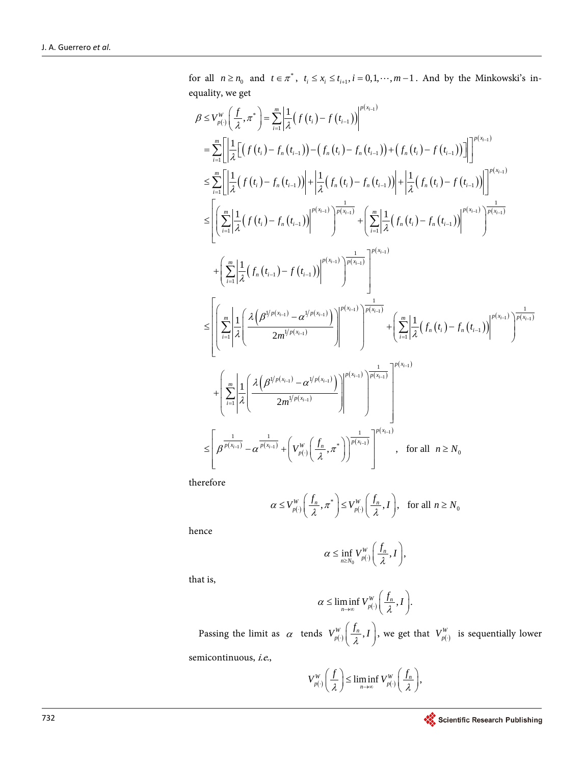for all $n \ge n_0$ and $t \in \pi^*$, $t_i \le x_i \le t_{i+1}, i = 0,1,\cdots,m-1$. And by the Minkowski's inequality, we get

$$
\begin{aligned}
\beta &\le V_{p(\cdot)}^{W}\left(\frac{f}{\lambda},\pi^*\right) = \sum_{i=1}^{m}\left|\frac{1}{\lambda}\left(f(t_i)-f(t_{i-1})\right)\right|^{p(x_{i-1})} \\
&= \sum_{i=1}^{m}\left[\left|\frac{1}{\lambda}\left[\left(f(t_i)-f_n(t_{i-1})\right)-\left(f_n(t_i)-f_n(t_{i-1})\right)+\left(f_n(t_i)-f(t_{i-1})\right)\right]\right|\right]^{p(x_{i-1})} \\
&\le \sum_{i=1}^{m}\left[\left|\frac{1}{\lambda}\left(f(t_i)-f_n(t_{i-1})\right)\right|+\left|\frac{1}{\lambda}\left(f_n(t_i)-f_n(t_{i-1})\right)\right|+\left|\frac{1}{\lambda}\left(f_n(t_i)-f(t_{i-1})\right)\right|\right]^{p(x_{i-1})} \\
&\le \left[\left(\sum_{i=1}^{m}\left|\frac{1}{\lambda}\left(f(t_i)-f_n(t_{i-1})\right)\right|^{p(x_{i-1})}\right)^{\frac{1}{p(x_{i-1})}}+\left(\sum_{i=1}^{m}\left|\frac{1}{\lambda}\left(f_n(t_i)-f_n(t_{i-1})\right)\right|^{p(x_{i-1})}\right)^{\frac{1}{p(x_{i-1})}}\right. \\
&\qquad \left.+\left(\sum_{i=1}^{m}\left|\frac{1}{\lambda}\left(f_n(t_{i-1})-f(t_{i-1})\right)\right|^{p(x_{i-1})}\right)^{\frac{1}{p(x_{i-1})}}\right]^{p(x_{i-1})} \\
&\le \left[\left(\sum_{i=1}^{m}\left|\frac{1}{\lambda}\left(\frac{\lambda\left(\beta^{1/p(x_{i-1})}-\alpha^{1/p(x_{i-1})}\right)}{2m^{1/p(x_{i-1})}}\right)\right|^{p(x_{i-1})}\right)^{\frac{1}{p(x_{i-1})}}+\left(\sum_{i=1}^{m}\left|\frac{1}{\lambda}\left(f_n(t_i)-f_n(t_{i-1})\right)\right|^{p(x_{i-1})}\right)^{\frac{1}{p(x_{i-1})}}\right. \\
&\qquad \left.+\left(\sum_{i=1}^{m}\left|\frac{1}{\lambda}\left(\frac{\lambda\left(\beta^{1/p(x_{i-1})}-\alpha^{1/p(x_{i-1})}\right)}{2m^{1/p(x_{i-1})}}\right)\right|^{p(x_{i-1})}\right)^{\frac{1}{p(x_{i-1})}}\right]^{p(x_{i-1})} \\
&\le \left[\beta^{\frac{1}{p(x_{i-1})}}-\alpha^{\frac{1}{p(x_{i-1})}}+\left(V_{p(\cdot)}^{W}\left(\frac{f_n}{\lambda},\pi^*\right)\right)^{\frac{1}{p(x_{i-1})}}\right]^{p(x_{i-1})}, \quad \text{for all } n \ge N_0
\end{aligned}
$$

therefore

$$
\alpha \le V_{p(\cdot)}^{W}\left(\frac{f_n}{\lambda},\pi^*\right) \le V_{p(\cdot)}^{W}\left(\frac{f_n}{\lambda},I\right), \quad \text{for all } n \ge N_0
$$

hence

$$
\alpha \le \inf_{n \ge N_0} V_{p(\cdot)}^{W}\left(\frac{f_n}{\lambda},I\right),
$$

that is,

$$
\alpha \le \liminf_{n\to\infty} V_{p(\cdot)}^{W}\left(\frac{f_n}{\lambda},I\right).
$$

Passing the limit as $\alpha$ tends $V_{p(\cdot)}^{W}\left(\frac{f_n}{\lambda},I\right)$, we get that $V_{p(\cdot)}^{W}$ is sequentially lower semicontinuous, *i.e.*,

$$
V_{p(\cdot)}^{W}\left(\frac{f}{\lambda}\right) \le \liminf_{n\to\infty} V_{p(\cdot)}^{W}\left(\frac{f_n}{\lambda}\right),
$$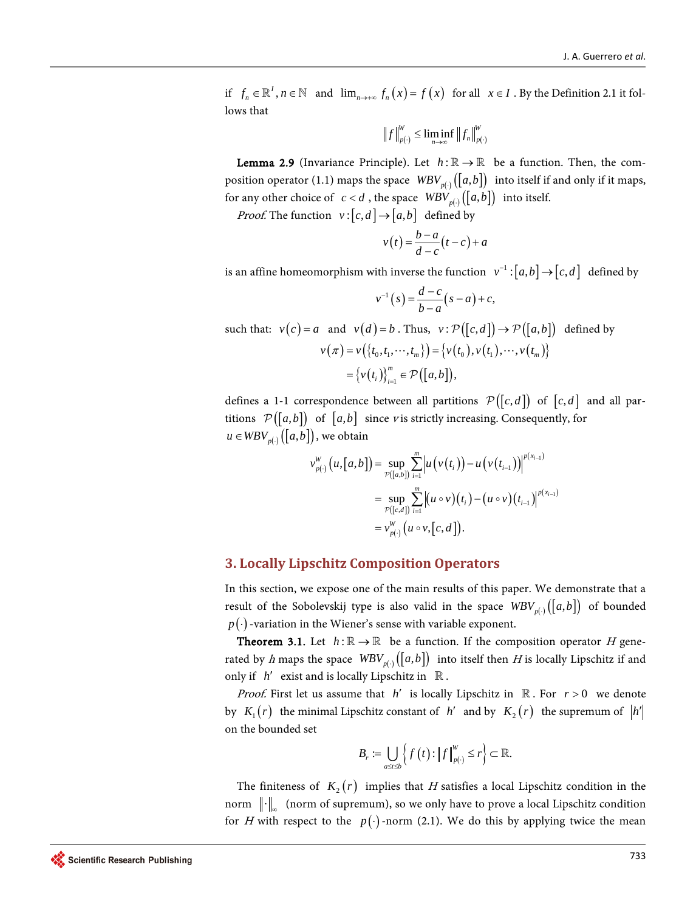if $f_n \in \mathbb{R}^I, n \in \mathbb{N}$ and $\lim_{n\to+\infty} f_n(x) = f(x)$ for all $x \in I$. By the Definition 2.1 it follows that

$$\|f\|_{p(\cdot)}^W \le \liminf_{n\to\infty} \|f_n\|_{p(\cdot)}^W$$

**Lemma 2.9** (Invariance Principle). Let $h:\mathbb{R}\to\mathbb{R}$ be a function. Then, the composition operator (1.1) maps the space $WBV_{p(\cdot)}([a,b])$ into itself if and only if it maps, for any other choice of $c<d$, the space $WBV_{p(\cdot)}([a,b])$ into itself.

*Proof.* The function $v:[c,d]\to[a,b]$ defined by

$$v(t) = \frac{b-a}{d-c}(t-c)+a$$

is an affine homeomorphism with inverse the function $v^{-1}:[a,b]\to[c,d]$ defined by

$$v^{-1}(s) = \frac{d-c}{b-a}(s-a)+c,$$

such that: $v(c)=a$ and $v(d)=b$. Thus, $v:\mathcal{P}([c,d])\to\mathcal{P}([a,b])$ defined by

$$\begin{aligned} v(\pi) = v(\{t_0,t_1,\cdots,t_m\}) &= \{v(t_0),v(t_1),\cdots,v(t_m)\} \\ &= \{v(t_i)\}_{i=1}^m \in \mathcal{P}([a,b]), \end{aligned}$$

defines a 1-1 correspondence between all partitions $\mathcal{P}([c,d])$ of $[c,d]$ and all partitions $\mathcal{P}([a,b])$ of $[a,b]$ since $v$ is strictly increasing. Consequently, for $u\in WBV_{p(\cdot)}([a,b])$, we obtain

$$\begin{aligned} v_{p(\cdot)}^W(u,[a,b]) &= \sup_{\mathcal{P}([a,b])}\sum_{i=1}^m \left|u(v(t_i)) - u(v(t_{i-1}))\right|^{p(x_{i-1})} \\ &= \sup_{\mathcal{P}([c,d])}\sum_{i=1}^m \left|(u\circ v)(t_i) - (u\circ v)(t_{i-1})\right|^{p(x_{i-1})} \\ &= v_{p(\cdot)}^W(u\circ v,[c,d]). \end{aligned}$$

## 3. Locally Lipschitz Composition Operators

In this section, we expose one of the main results of this paper. We demonstrate that a result of the Sobolevskij type is also valid in the space $WBV_{p(\cdot)}([a,b])$ of bounded $p(\cdot)$-variation in the Wiener's sense with variable exponent.

**Theorem 3.1.** Let $h:\mathbb{R}\to\mathbb{R}$ be a function. If the composition operator $H$ generated by $h$ maps the space $WBV_{p(\cdot)}([a,b])$ into itself then $H$ is locally Lipschitz if and only if $h'$ exist and is locally Lipschitz in $\mathbb{R}$.

*Proof.* First let us assume that $h'$ is locally Lipschitz in $\mathbb{R}$. For $r>0$ we denote by $K_1(r)$ the minimal Lipschitz constant of $h'$ and by $K_2(r)$ the supremum of $|h'|$ on the bounded set

$$B_r := \bigcup_{a\le t\le b}\left\{f(t):\|f\|_{p(\cdot)}^W \le r\right\} \subset \mathbb{R}.$$

The finiteness of $K_2(r)$ implies that $H$ satisfies a local Lipschitz condition in the norm $\|\cdot\|_\infty$ (norm of supremum), so we only have to prove a local Lipschitz condition for $H$ with respect to the $p(\cdot)$-norm (2.1). We do this by applying twice the mean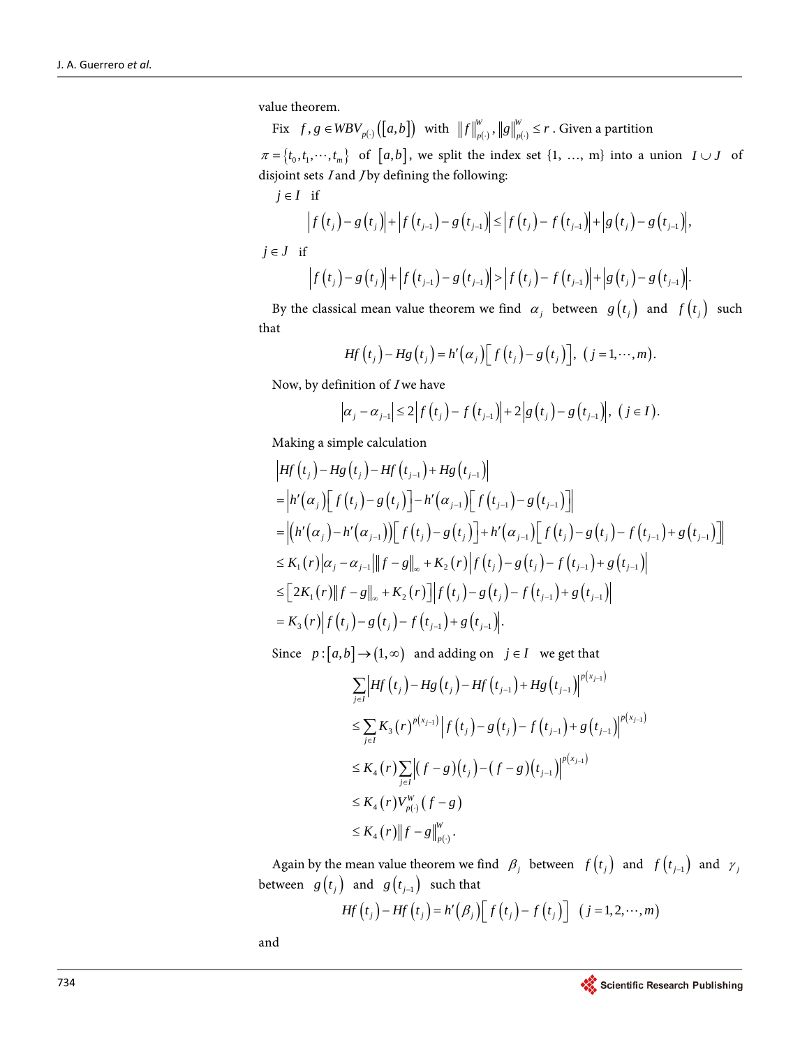value theorem.

Fix $f, g \in WBV_{p(\cdot)}([a,b])$ with $\|f\|_{p(\cdot)}^{W}, \|g\|_{p(\cdot)}^{W} \le r$. Given a partition $\pi = \{t_0, t_1, \cdots, t_m\}$ of $[a,b]$, we split the index set {1, …, m} into a union $I \cup J$ of disjoint sets *I* and *J* by defining the following:

$j \in I$ if

$$\left|f(t_j) - g(t_j)\right| + \left|f(t_{j-1}) - g(t_{j-1})\right| \le \left|f(t_j) - f(t_{j-1})\right| + \left|g(t_j) - g(t_{j-1})\right|,$$

$j \in J$ if

$$\left|f(t_j) - g(t_j)\right| + \left|f(t_{j-1}) - g(t_{j-1})\right| > \left|f(t_j) - f(t_{j-1})\right| + \left|g(t_j) - g(t_{j-1})\right|.$$

By the classical mean value theorem we find $\alpha_j$ between $g(t_j)$ and $f(t_j)$ such that

$$Hf(t_j) - Hg(t_j) = h'(\alpha_j)\left[f(t_j) - g(t_j)\right], \ (j = 1, \cdots, m).$$

Now, by definition of *I* we have

$$\left|\alpha_j - \alpha_{j-1}\right| \le 2\left|f(t_j) - f(t_{j-1})\right| + 2\left|g(t_j) - g(t_{j-1})\right|, \ (j \in I).$$

Making a simple calculation

$$\begin{aligned}
&\left|Hf(t_j) - Hg(t_j) - Hf(t_{j-1}) + Hg(t_{j-1})\right| \\
&= \left|h'(\alpha_j)\left[f(t_j) - g(t_j)\right] - h'(\alpha_{j-1})\left[f(t_{j-1}) - g(t_{j-1})\right]\right| \\
&= \left|\left(h'(\alpha_j) - h'(\alpha_{j-1})\right)\left[f(t_j) - g(t_j)\right] + h'(\alpha_{j-1})\left[f(t_j) - g(t_j) - f(t_{j-1}) + g(t_{j-1})\right]\right| \\
&\le K_1(r)\left|\alpha_j - \alpha_{j-1}\right|\|f - g\|_\infty + K_2(r)\left|f(t_j) - g(t_j) - f(t_{j-1}) + g(t_{j-1})\right| \\
&\le \left[2K_1(r)\|f - g\|_\infty + K_2(r)\right]\left|f(t_j) - g(t_j) - f(t_{j-1}) + g(t_{j-1})\right| \\
&= K_3(r)\left|f(t_j) - g(t_j) - f(t_{j-1}) + g(t_{j-1})\right|.
\end{aligned}$$

Since $p:[a,b] \to (1,\infty)$ and adding on $j \in I$ we get that

$$\begin{aligned}
&\sum_{j \in I}\left|Hf(t_j) - Hg(t_j) - Hf(t_{j-1}) + Hg(t_{j-1})\right|^{p(x_{j-1})} \\
&\le \sum_{j \in I} K_3(r)^{p(x_{j-1})}\left|f(t_j) - g(t_j) - f(t_{j-1}) + g(t_{j-1})\right|^{p(x_{j-1})} \\
&\le K_4(r)\sum_{j \in I}\left|(f-g)(t_j) - (f-g)(t_{j-1})\right|^{p(x_{j-1})} \\
&\le K_4(r) V_{p(\cdot)}^{W}(f-g) \\
&\le K_4(r)\|f - g\|_{p(\cdot)}^{W}.
\end{aligned}$$

Again by the mean value theorem we find $\beta_j$ between $f(t_j)$ and $f(t_{j-1})$ and $\gamma_j$ between $g(t_j)$ and $g(t_{j-1})$ such that

$$Hf(t_j) - Hf(t_j) = h'(\beta_j)\left[f(t_j) - f(t_j)\right] \quad (j = 1, 2, \cdots, m)$$

and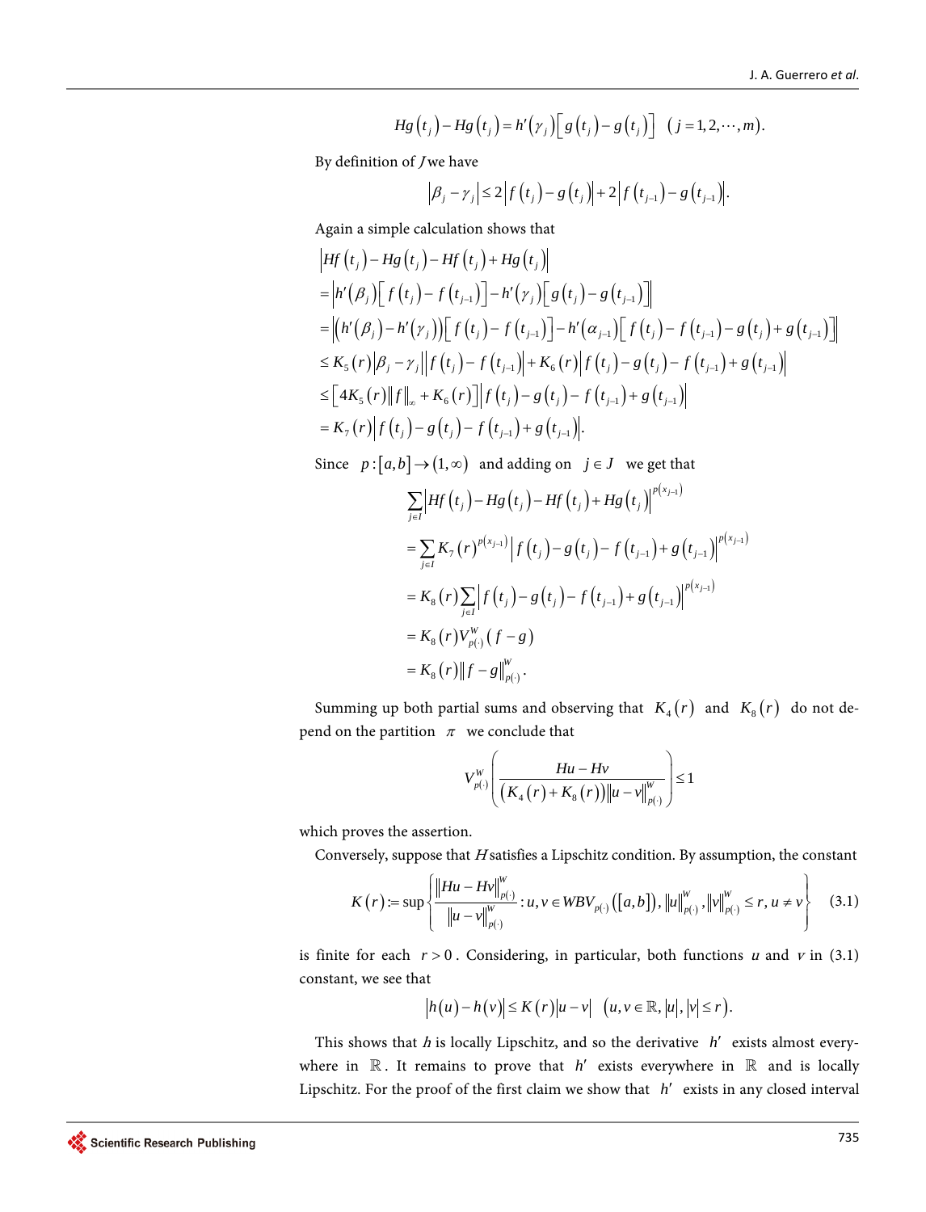$$Hg\left(t_j\right)-Hg\left(t_j\right)=h'\left(\gamma_j\right)\left[g\left(t_j\right)-g\left(t_j\right)\right]\quad\left(j=1,2,\cdots,m\right).$$

By definition of $J$ we have

$$\left|\beta_j-\gamma_j\right|\le 2\left|f\left(t_j\right)-g\left(t_j\right)\right|+2\left|f\left(t_{j-1}\right)-g\left(t_{j-1}\right)\right|.$$

Again a simple calculation shows that

$$\begin{aligned}
&\left|Hf\left(t_j\right)-Hg\left(t_j\right)-Hf\left(t_j\right)+Hg\left(t_j\right)\right|\\
&=\left|h'\left(\beta_j\right)\left[f\left(t_j\right)-f\left(t_{j-1}\right)\right]-h'\left(\gamma_j\right)\left[g\left(t_j\right)-g\left(t_{j-1}\right)\right]\right|\\
&=\left|\left(h'\left(\beta_j\right)-h'\left(\gamma_j\right)\right)\left[f\left(t_j\right)-f\left(t_{j-1}\right)\right]-h'\left(\alpha_{j-1}\right)\left[f\left(t_j\right)-f\left(t_{j-1}\right)-g\left(t_j\right)+g\left(t_{j-1}\right)\right]\right|\\
&\le K_5\left(r\right)\left|\beta_j-\gamma_j\right|\left|f\left(t_j\right)-f\left(t_{j-1}\right)\right|+K_6\left(r\right)\left|f\left(t_j\right)-g\left(t_j\right)-f\left(t_{j-1}\right)+g\left(t_{j-1}\right)\right|\\
&\le\left[4K_5\left(r\right)\left\|f\right\|_\infty+K_6\left(r\right)\right]\left|f\left(t_j\right)-g\left(t_j\right)-f\left(t_{j-1}\right)+g\left(t_{j-1}\right)\right|\\
&=K_7\left(r\right)\left|f\left(t_j\right)-g\left(t_j\right)-f\left(t_{j-1}\right)+g\left(t_{j-1}\right)\right|.
\end{aligned}$$

Since $p:\left[a,b\right]\to\left(1,\infty\right)$ and adding on $j\in J$ we get that

$$\begin{aligned}
&\sum_{j\in I}\left|Hf\left(t_j\right)-Hg\left(t_j\right)-Hf\left(t_j\right)+Hg\left(t_j\right)\right|^{p\left(x_{j-1}\right)}\\
&=\sum_{j\in I}K_7\left(r\right)^{p\left(x_{j-1}\right)}\left|f\left(t_j\right)-g\left(t_j\right)-f\left(t_{j-1}\right)+g\left(t_{j-1}\right)\right|^{p\left(x_{j-1}\right)}\\
&=K_8\left(r\right)\sum_{j\in I}\left|f\left(t_j\right)-g\left(t_j\right)-f\left(t_{j-1}\right)+g\left(t_{j-1}\right)\right|^{p\left(x_{j-1}\right)}\\
&=K_8\left(r\right)V_{p(\cdot)}^W\left(f-g\right)\\
&=K_8\left(r\right)\left\|f-g\right\|_{p(\cdot)}^W.
\end{aligned}$$

Summing up both partial sums and observing that $K_4\left(r\right)$ and $K_8\left(r\right)$ do not depend on the partition $\pi$ we conclude that

$$V_{p(\cdot)}^W\left(\frac{Hu-Hv}{\left(K_4\left(r\right)+K_8\left(r\right)\right)\left\|u-v\right\|_{p(\cdot)}^W}\right)\le 1$$

which proves the assertion.

Conversely, suppose that $H$ satisfies a Lipschitz condition. By assumption, the constant

$$K\left(r\right):=\sup\left\{\frac{\left\|Hu-Hv\right\|_{p(\cdot)}^W}{\left\|u-v\right\|_{p(\cdot)}^W}:u,v\in WBV_{p(\cdot)}\left(\left[a,b\right]\right),\left\|u\right\|_{p(\cdot)}^W,\left\|v\right\|_{p(\cdot)}^W\le r,u\ne v\right\}\tag{3.1}$$

is finite for each $r>0$. Considering, in particular, both functions $u$ and $v$ in (3.1) constant, we see that

$$\left|h\left(u\right)-h\left(v\right)\right|\le K\left(r\right)\left|u-v\right|\quad\left(u,v\in\mathbb{R},\left|u\right|,\left|v\right|\le r\right).$$

This shows that $h$ is locally Lipschitz, and so the derivative $h'$ exists almost everywhere in $\mathbb{R}$. It remains to prove that $h'$ exists everywhere in $\mathbb{R}$ and is locally Lipschitz. For the proof of the first claim we show that $h'$ exists in any closed interval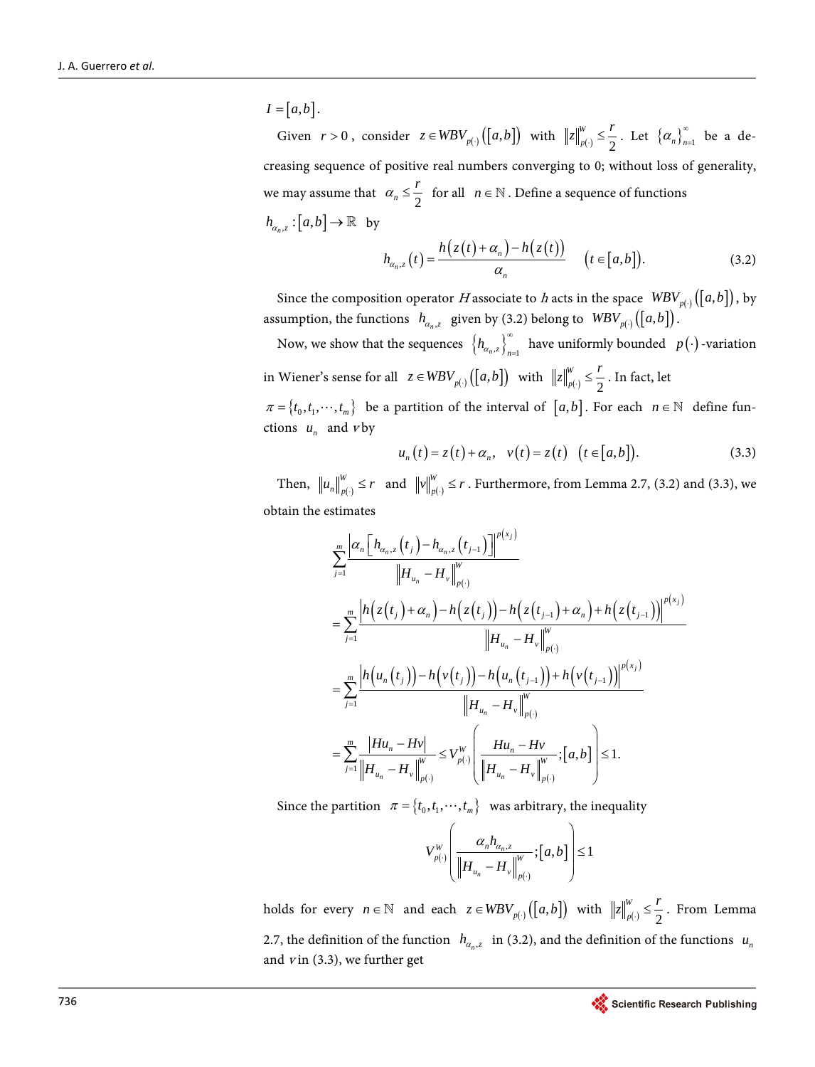$I = [a,b]$.

Given $r > 0$, consider $z \in WBV_{p(\cdot)}([a,b])$ with $\|z\|_{p(\cdot)}^{W} \le \frac{r}{2}$. Let $\{\alpha_n\}_{n=1}^{\infty}$ be a decreasing sequence of positive real numbers converging to 0; without loss of generality, we may assume that $\alpha_n \le \frac{r}{2}$ for all $n \in \mathbb{N}$. Define a sequence of functions $h_{\alpha_n,z} : [a,b] \to \mathbb{R}$ by

$$h_{\alpha_n,z}(t) = \frac{h(z(t)+\alpha_n) - h(z(t))}{\alpha_n} \quad (t \in [a,b]). \tag{3.2}$$

Since the composition operator $H$ associate to $h$ acts in the space $WBV_{p(\cdot)}([a,b])$, by assumption, the functions $h_{\alpha_n,z}$ given by (3.2) belong to $WBV_{p(\cdot)}([a,b])$.

Now, we show that the sequences $\{h_{\alpha_n,z}\}_{n=1}^{\infty}$ have uniformly bounded $p(\cdot)$-variation in Wiener's sense for all $z \in WBV_{p(\cdot)}([a,b])$ with $\|z\|_{p(\cdot)}^{W} \le \frac{r}{2}$. In fact, let $\pi = \{t_0, t_1, \cdots, t_m\}$ be a partition of the interval of $[a,b]$. For each $n \in \mathbb{N}$ define functions $u_n$ and $v$ by

$$u_n(t) = z(t) + \alpha_n, \quad v(t) = z(t) \quad (t \in [a,b]). \tag{3.3}$$

Then, $\|u_n\|_{p(\cdot)}^{W} \le r$ and $\|v\|_{p(\cdot)}^{W} \le r$. Furthermore, from Lemma 2.7, (3.2) and (3.3), we obtain the estimates

$$\begin{aligned}
&\sum_{j=1}^{m} \frac{\left|\alpha_n\left[h_{\alpha_n,z}(t_j) - h_{\alpha_n,z}(t_{j-1})\right]\right|^{p(x_j)}}{\|H_{u_n} - H_v\|_{p(\cdot)}^{W}} \\
&= \sum_{j=1}^{m} \frac{\left|h(z(t_j)+\alpha_n) - h(z(t_j)) - h(z(t_{j-1})+\alpha_n) + h(z(t_{j-1}))\right|^{p(x_j)}}{\|H_{u_n} - H_v\|_{p(\cdot)}^{W}} \\
&= \sum_{j=1}^{m} \frac{\left|h(u_n(t_j)) - h(v(t_j)) - h(u_n(t_{j-1})) + h(v(t_{j-1}))\right|^{p(x_j)}}{\|H_{u_n} - H_v\|_{p(\cdot)}^{W}} \\
&= \sum_{j=1}^{m} \frac{|Hu_n - Hv|}{\|H_{u_n} - H_v\|_{p(\cdot)}^{W}} \le V_{p(\cdot)}^{W}\left(\frac{Hu_n - Hv}{\|H_{u_n} - H_v\|_{p(\cdot)}^{W}}; [a,b]\right) \le 1.
\end{aligned}$$

Since the partition $\pi = \{t_0, t_1, \cdots, t_m\}$ was arbitrary, the inequality

$$V_{p(\cdot)}^{W}\left(\frac{\alpha_n h_{\alpha_n,z}}{\|H_{u_n} - H_v\|_{p(\cdot)}^{W}}; [a,b]\right) \le 1$$

holds for every $n \in \mathbb{N}$ and each $z \in WBV_{p(\cdot)}([a,b])$ with $\|z\|_{p(\cdot)}^{W} \le \frac{r}{2}$. From Lemma 2.7, the definition of the function $h_{\alpha_n,z}$ in (3.2), and the definition of the functions $u_n$ and $v$ in (3.3), we further get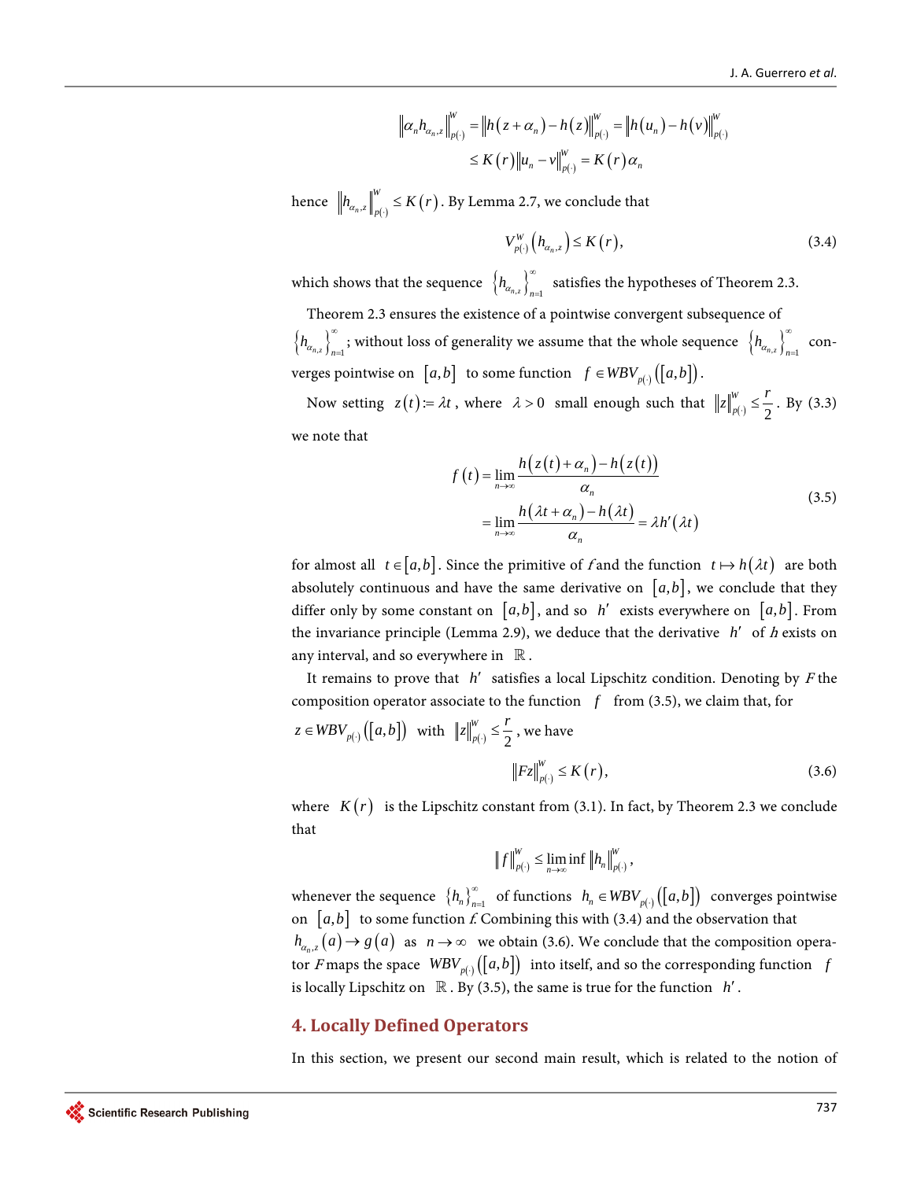$$
\begin{aligned}
\left\|\alpha_n h_{\alpha_n,z}\right\|_{p(\cdot)}^W &= \left\|h\left(z+\alpha_n\right)-h\left(z\right)\right\|_{p(\cdot)}^W = \left\|h\left(u_n\right)-h\left(v\right)\right\|_{p(\cdot)}^W \\
&\le K\left(r\right)\left\|u_n - v\right\|_{p(\cdot)}^W = K\left(r\right)\alpha_n
\end{aligned}
$$

hence $\left\|h_{\alpha_n,z}\right\|_{p(\cdot)}^W \le K\left(r\right)$. By Lemma 2.7, we conclude that

$$
V_{p(\cdot)}^W\left(h_{\alpha_n,z}\right) \le K\left(r\right), \tag{3.4}
$$

which shows that the sequence $\left\{h_{\alpha_n,z}\right\}_{n=1}^{\infty}$ satisfies the hypotheses of Theorem 2.3.

Theorem 2.3 ensures the existence of a pointwise convergent subsequence of $\left\{h_{\alpha_n,z}\right\}_{n=1}^{\infty}$; without loss of generality we assume that the whole sequence $\left\{h_{\alpha_n,z}\right\}_{n=1}^{\infty}$ converges pointwise on $[a,b]$ to some function $f \in WBV_{p(\cdot)}\left([a,b]\right)$.

Now setting $z(t) := \lambda t$, where $\lambda > 0$ small enough such that $\|z\|_{p(\cdot)}^W \le \frac{r}{2}$. By (3.3) we note that

$$
\begin{aligned}
f\left(t\right) &= \lim_{n\to\infty} \frac{h\left(z\left(t\right)+\alpha_n\right)-h\left(z\left(t\right)\right)}{\alpha_n} \\
&= \lim_{n\to\infty} \frac{h\left(\lambda t+\alpha_n\right)-h\left(\lambda t\right)}{\alpha_n} = \lambda h'\left(\lambda t\right)
\end{aligned} \tag{3.5}
$$

for almost all $t \in [a,b]$. Since the primitive of $f$ and the function $t \mapsto h(\lambda t)$ are both absolutely continuous and have the same derivative on $[a,b]$, we conclude that they differ only by some constant on $[a,b]$, and so $h'$ exists everywhere on $[a,b]$. From the invariance principle (Lemma 2.9), we deduce that the derivative $h'$ of $h$ exists on any interval, and so everywhere in $\mathbb{R}$.

It remains to prove that $h'$ satisfies a local Lipschitz condition. Denoting by $F$ the composition operator associate to the function $f$ from (3.5), we claim that, for $z \in WBV_{p(\cdot)}\left([a,b]\right)$ with $\|z\|_{p(\cdot)}^W \le \frac{r}{2}$, we have

$$
\|Fz\|_{p(\cdot)}^W \le K\left(r\right), \tag{3.6}
$$

where $K(r)$ is the Lipschitz constant from (3.1). In fact, by Theorem 2.3 we conclude that

$$
\|f\|_{p(\cdot)}^W \le \liminf_{n\to\infty} \|h_n\|_{p(\cdot)}^W,
$$

whenever the sequence $\{h_n\}_{n=1}^{\infty}$ of functions $h_n \in WBV_{p(\cdot)}\left([a,b]\right)$ converges pointwise on $[a,b]$ to some function $f$. Combining this with (3.4) and the observation that $h_{\alpha_n,z}(a) \to g(a)$ as $n \to \infty$ we obtain (3.6). We conclude that the composition operator $F$ maps the space $WBV_{p(\cdot)}\left([a,b]\right)$ into itself, and so the corresponding function $f$ is locally Lipschitz on $\mathbb{R}$. By (3.5), the same is true for the function $h'$.

## 4. Locally Defined Operators

In this section, we present our second main result, which is related to the notion of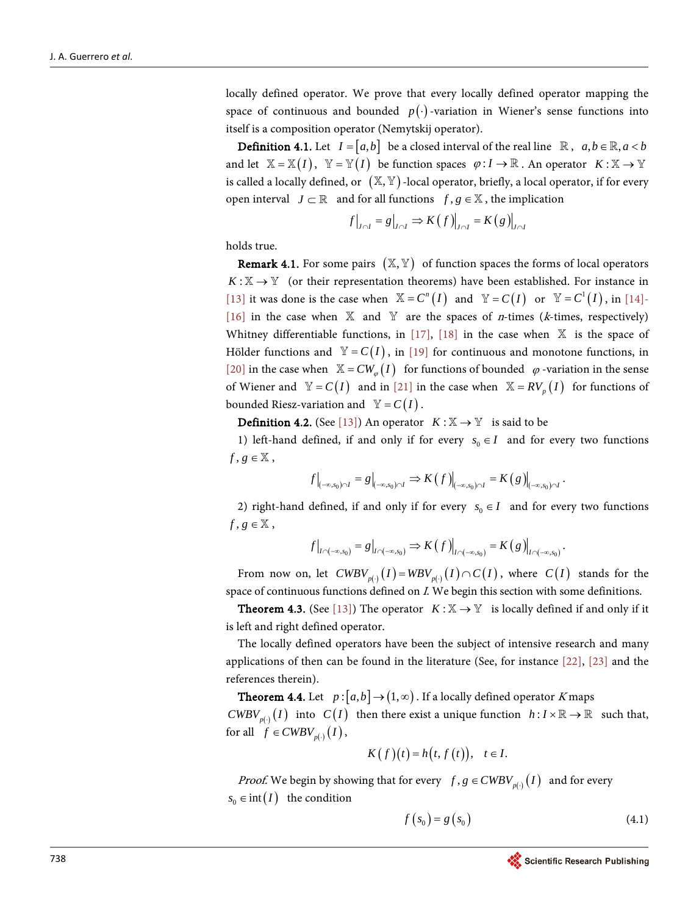locally defined operator. We prove that every locally defined operator mapping the space of continuous and bounded $p(\cdot)$-variation in Wiener's sense functions into itself is a composition operator (Nemytskij operator).

**Definition 4.1.** Let $I=[a,b]$ be a closed interval of the real line $\mathbb{R}$, $a,b\in\mathbb{R}, a<b$ and let $\mathbb{X}=\mathbb{X}(I)$, $\mathbb{Y}=\mathbb{Y}(I)$ be function spaces $\varphi: I\to\mathbb{R}$. An operator $K:\mathbb{X}\to\mathbb{Y}$ is called a locally defined, or $(\mathbb{X},\mathbb{Y})$-local operator, briefly, a local operator, if for every open interval $J\subset\mathbb{R}$ and for all functions $f,g\in\mathbb{X}$, the implication

$$f\big|_{J\cap I}=g\big|_{J\cap I}\Rightarrow K(f)\big|_{J\cap I}=K(g)\big|_{J\cap I}$$

holds true.

**Remark 4.1.** For some pairs $(\mathbb{X},\mathbb{Y})$ of function spaces the forms of local operators $K:\mathbb{X}\to\mathbb{Y}$ (or their representation theorems) have been established. For instance in [13] it was done is the case when $\mathbb{X}=C^n(I)$ and $\mathbb{Y}=C(I)$ or $\mathbb{Y}=C^1(I)$, in [14]-[16] in the case when $\mathbb{X}$ and $\mathbb{Y}$ are the spaces of *n*-times (*k*-times, respectively) Whitney differentiable functions, in [17], [18] in the case when $\mathbb{X}$ is the space of Hölder functions and $\mathbb{Y}=C(I)$, in [19] for continuous and monotone functions, in [20] in the case when $\mathbb{X}=CW_\varphi(I)$ for functions of bounded $\varphi$-variation in the sense of Wiener and $\mathbb{Y}=C(I)$ and in [21] in the case when $\mathbb{X}=RV_p(I)$ for functions of bounded Riesz-variation and $\mathbb{Y}=C(I)$.

**Definition 4.2.** (See [13]) An operator $K:\mathbb{X}\to\mathbb{Y}$ is said to be

1) left-hand defined, if and only if for every $s_0\in I$ and for every two functions $f,g\in\mathbb{X}$,

$$f\big|_{(-\infty,s_0)\cap I}=g\big|_{(-\infty,s_0)\cap I}\Rightarrow K(f)\big|_{(-\infty,s_0)\cap I}=K(g)\big|_{(-\infty,s_0)\cap I}.$$

2) right-hand defined, if and only if for every $s_0\in I$ and for every two functions $f,g\in\mathbb{X}$,

$$f\big|_{I\cap(-\infty,s_0)}=g\big|_{I\cap(-\infty,s_0)}\Rightarrow K(f)\big|_{I\cap(-\infty,s_0)}=K(g)\big|_{I\cap(-\infty,s_0)}.$$

From now on, let $CWBV_{p(\cdot)}(I)=WBV_{p(\cdot)}(I)\cap C(I)$, where $C(I)$ stands for the space of continuous functions defined on *I*. We begin this section with some definitions.

**Theorem 4.3.** (See [13]) The operator $K:\mathbb{X}\to\mathbb{Y}$ is locally defined if and only if it is left and right defined operator.

The locally defined operators have been the subject of intensive research and many applications of then can be found in the literature (See, for instance [22], [23] and the references therein).

**Theorem 4.4.** Let $p:[a,b]\to(1,\infty)$. If a locally defined operator *K* maps $CWBV_{p(\cdot)}(I)$ into $C(I)$ then there exist a unique function $h:I\times\mathbb{R}\to\mathbb{R}$ such that, for all $f\in CWBV_{p(\cdot)}(I)$,

$$K(f)(t)=h(t,f(t)),\quad t\in I.$$

*Proof.* We begin by showing that for every $f,g\in CWBV_{p(\cdot)}(I)$ and for every $s_0\in\operatorname{int}(I)$ the condition

$$f(s_0)=g(s_0) \tag{4.1}$$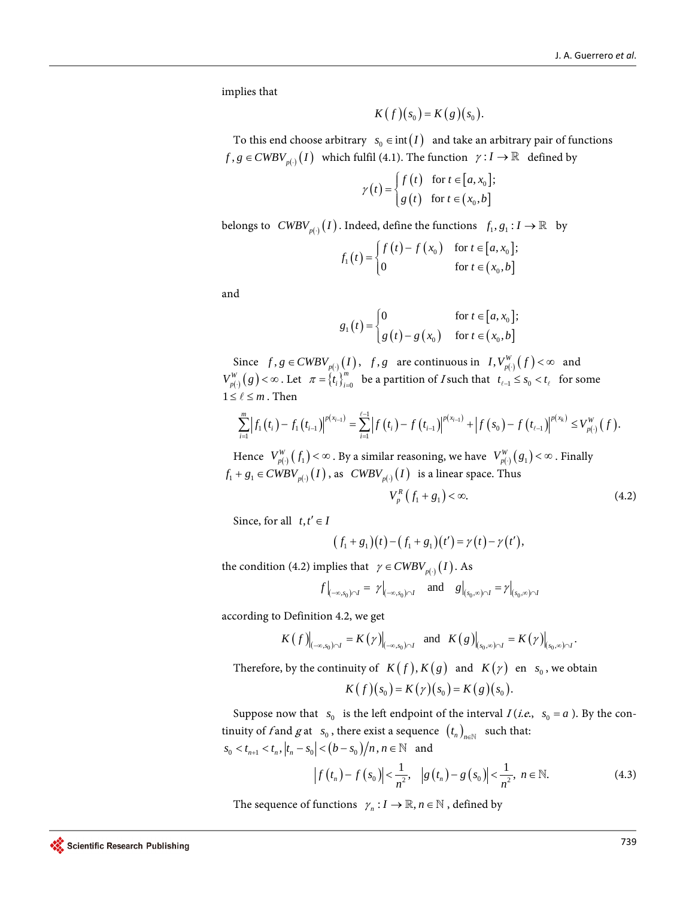implies that

$$K(f)(s_0) = K(g)(s_0).$$

To this end choose arbitrary $s_0 \in \text{int}(I)$ and take an arbitrary pair of functions $f, g \in CWBV_{p(\cdot)}(I)$ which fulfil (4.1). The function $\gamma : I \to \mathbb{R}$ defined by

$$\gamma(t) = \begin{cases} f(t) & \text{for } t \in [a, x_0]; \\ g(t) & \text{for } t \in (x_0, b] \end{cases}$$

belongs to $CWBV_{p(\cdot)}(I)$. Indeed, define the functions $f_1, g_1 : I \to \mathbb{R}$ by

$$f_1(t) = \begin{cases} f(t) - f(x_0) & \text{for } t \in [a, x_0]; \\ 0 & \text{for } t \in (x_0, b] \end{cases}$$

and

$$g_1(t) = \begin{cases} 0 & \text{for } t \in [a, x_0]; \\ g(t) - g(x_0) & \text{for } t \in (x_0, b] \end{cases}$$

Since $f, g \in CWBV_{p(\cdot)}(I)$, $f, g$ are continuous in $I, V^W_{p(\cdot)}(f) < \infty$ and $V^W_{p(\cdot)}(g) < \infty$. Let $\pi = \{t_i\}_{i=0}^m$ be a partition of $I$ such that $t_{\ell-1} \le s_0 < t_\ell$ for some $1 \le \ell \le m$. Then

$$\sum_{i=1}^m \left| f_1(t_i) - f_1(t_{i-1}) \right|^{p(x_{i-1})} = \sum_{i=1}^{\ell-1} \left| f(t_i) - f(t_{i-1}) \right|^{p(x_{i-1})} + \left| f(s_0) - f(t_{\ell-1}) \right|^{p(x_k)} \le V^W_{p(\cdot)}(f).$$

Hence $V^W_{p(\cdot)}(f_1) < \infty$. By a similar reasoning, we have $V^W_{p(\cdot)}(g_1) < \infty$. Finally $f_1 + g_1 \in CWBV_{p(\cdot)}(I)$, as $CWBV_{p(\cdot)}(I)$ is a linear space. Thus

$$V^R_p(f_1 + g_1) < \infty. \tag{4.2}$$

Since, for all $t, t' \in I$

$$(f_1 + g_1)(t) - (f_1 + g_1)(t') = \gamma(t) - \gamma(t'),$$

the condition (4.2) implies that $\gamma \in CWBV_{p(\cdot)}(I)$. As

$$f\big|_{(-\infty, s_0) \cap I} = \gamma\big|_{(-\infty, s_0) \cap I} \quad \text{and} \quad g\big|_{(s_0, \infty) \cap I} = \gamma\big|_{(s_0, \infty) \cap I}$$

according to Definition 4.2, we get

$$K(f)\big|_{(-\infty, s_0) \cap I} = K(\gamma)\big|_{(-\infty, s_0) \cap I} \quad \text{and} \quad K(g)\big|_{(s_0, \infty) \cap I} = K(\gamma)\big|_{(s_0, \infty) \cap I}.$$

Therefore, by the continuity of $K(f), K(g)$ and $K(\gamma)$ en $s_0$, we obtain

$$K(f)(s_0) = K(\gamma)(s_0) = K(g)(s_0).$$

Suppose now that $s_0$ is the left endpoint of the interval $I$ (*i.e.*, $s_0 = a$). By the continuity of $f$ and $g$ at $s_0$, there exist a sequence $(t_n)_{n \in \mathbb{N}}$ such that: $s_0 < t_{n+1} < t_n, |t_n - s_0| < (b - s_0)/n, n \in \mathbb{N}$ and

$$\left| f(t_n) - f(s_0) \right| < \frac{1}{n^2}, \quad \left| g(t_n) - g(s_0) \right| < \frac{1}{n^2}, \; n \in \mathbb{N}. \tag{4.3}$$

The sequence of functions $\gamma_n : I \to \mathbb{R}, n \in \mathbb{N}$, defined by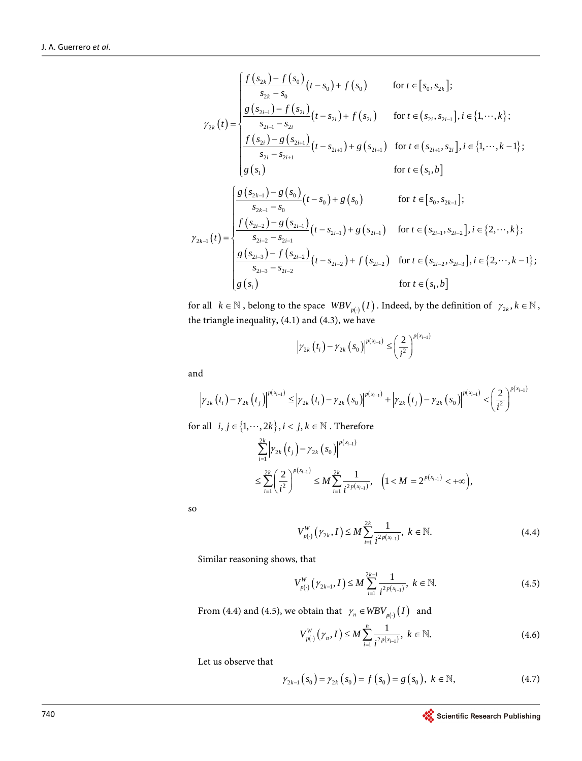$$
\gamma_{2k}(t) = \begin{cases} \dfrac{f(s_{2k}) - f(s_0)}{s_{2k} - s_0}(t - s_0) + f(s_0) & \text{for } t \in [s_0, s_{2k}]; \\ \dfrac{g(s_{2i-1}) - f(s_{2i})}{s_{2i-1} - s_{2i}}(t - s_{2i}) + f(s_{2i}) & \text{for } t \in (s_{2i}, s_{2i-1}], i \in \{1, \cdots, k\}; \\ \dfrac{f(s_{2i}) - g(s_{2i+1})}{s_{2i} - s_{2i+1}}(t - s_{2i+1}) + g(s_{2i+1}) & \text{for } t \in (s_{2i+1}, s_{2i}], i \in \{1, \cdots, k-1\}; \\ g(s_1) & \text{for } t \in (s_1, b] \end{cases}
$$

$$
\gamma_{2k-1}(t) = \begin{cases} \dfrac{g(s_{2k-1}) - g(s_0)}{s_{2k-1} - s_0}(t - s_0) + g(s_0) & \text{for } t \in [s_0, s_{2k-1}]; \\ \dfrac{f(s_{2i-2}) - g(s_{2i-1})}{s_{2i-2} - s_{2i-1}}(t - s_{2i-1}) + g(s_{2i-1}) & \text{for } t \in (s_{2i-1}, s_{2i-2}], i \in \{2, \cdots, k\}; \\ \dfrac{g(s_{2i-3}) - f(s_{2i-2})}{s_{2i-3} - s_{2i-2}}(t - s_{2i-2}) + f(s_{2i-2}) & \text{for } t \in (s_{2i-2}, s_{2i-3}], i \in \{2, \cdots, k-1\}; \\ g(s_1) & \text{for } t \in (s_1, b] \end{cases}
$$

for all $k \in \mathbb{N}$, belong to the space $WBV_{p(\cdot)}(I)$. Indeed, by the definition of $\gamma_{2k}, k \in \mathbb{N}$, the triangle inequality, (4.1) and (4.3), we have

$$
\left|\gamma_{2k}(t_i) - \gamma_{2k}(s_0)\right|^{p(x_{i-1})} \leq \left(\frac{2}{i^2}\right)^{p(x_{i-1})}
$$

and

$$
\left|\gamma_{2k}(t_i) - \gamma_{2k}(t_j)\right|^{p(x_{i-1})} \leq \left|\gamma_{2k}(t_i) - \gamma_{2k}(s_0)\right|^{p(x_{i-1})} + \left|\gamma_{2k}(t_j) - \gamma_{2k}(s_0)\right|^{p(x_{i-1})} < \left(\frac{2}{i^2}\right)^{p(x_{i-1})}
$$

for all $i, j \in \{1, \cdots, 2k\}, i < j, k \in \mathbb{N}$. Therefore

$$
\begin{aligned}
&\sum_{i=1}^{2k} \left|\gamma_{2k}(t_j) - \gamma_{2k}(s_0)\right|^{p(x_{i-1})} \\
&\leq \sum_{i=1}^{2k} \left(\frac{2}{i^2}\right)^{p(x_{i-1})} \leq M \sum_{i=1}^{2k} \frac{1}{i^{2p(x_{i-1})}}, \quad \left(1 < M = 2^{p(x_{i-1})} < +\infty\right),
\end{aligned}
$$

so

$$
V_{p(\cdot)}^{W}(\gamma_{2k}, I) \leq M \sum_{i=1}^{2k} \frac{1}{i^{2p(x_{i-1})}}, \ k \in \mathbb{N}. \tag{4.4}
$$

Similar reasoning shows, that

$$
V_{p(\cdot)}^{W}(\gamma_{2k-1}, I) \leq M \sum_{i=1}^{2k-1} \frac{1}{i^{2p(x_{i-1})}}, \ k \in \mathbb{N}. \tag{4.5}
$$

From (4.4) and (4.5), we obtain that $\gamma_n \in WBV_{p(\cdot)}(I)$ and

$$
V_{p(\cdot)}^{W}(\gamma_n, I) \leq M \sum_{i=1}^{n} \frac{1}{i^{2p(x_{i-1})}}, \ k \in \mathbb{N}. \tag{4.6}
$$

Let us observe that

$$
\gamma_{2k-1}(s_0) = \gamma_{2k}(s_0) = f(s_0) = g(s_0), \ k \in \mathbb{N}, \tag{4.7}
$$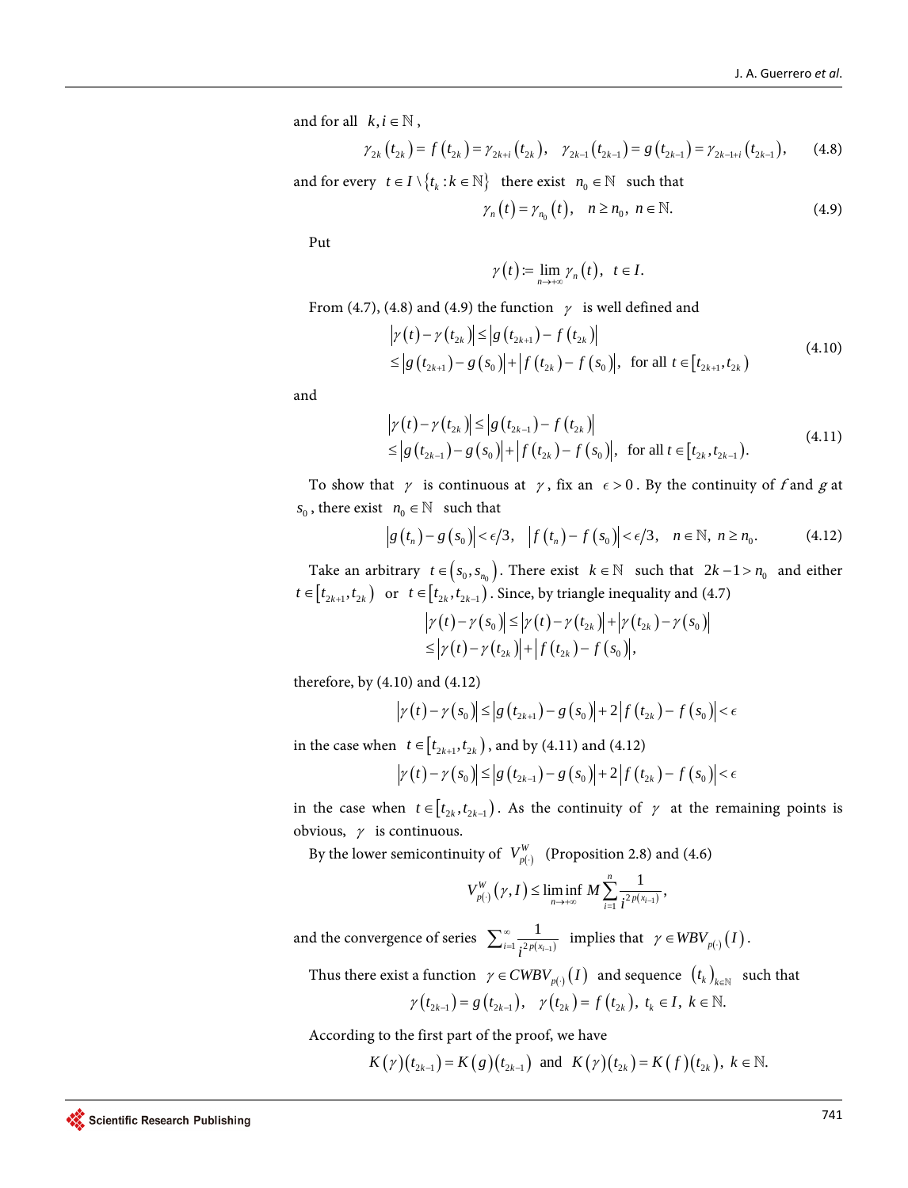and for all $k, i \in \mathbb{N}$,

$$\gamma_{2k}(t_{2k}) = f(t_{2k}) = \gamma_{2k+i}(t_{2k}), \quad \gamma_{2k-1}(t_{2k-1}) = g(t_{2k-1}) = \gamma_{2k-1+i}(t_{2k-1}), \tag{4.8}$$

and for every $t \in I \setminus \{t_k : k \in \mathbb{N}\}$ there exist $n_0 \in \mathbb{N}$ such that

$$\gamma_n(t) = \gamma_{n_0}(t), \quad n \geq n_0, \ n \in \mathbb{N}. \tag{4.9}$$

Put

$$\gamma(t) := \lim_{n \to +\infty} \gamma_n(t), \quad t \in I.$$

From (4.7), (4.8) and (4.9) the function $\gamma$ is well defined and

$$\begin{aligned} |\gamma(t) - \gamma(t_{2k})| &\leq |g(t_{2k+1}) - f(t_{2k})| \\ &\leq |g(t_{2k+1}) - g(s_0)| + |f(t_{2k}) - f(s_0)|, \quad \text{for all } t \in [t_{2k+1}, t_{2k}) \end{aligned} \tag{4.10}$$

and

$$\begin{aligned} |\gamma(t) - \gamma(t_{2k})| &\leq |g(t_{2k-1}) - f(t_{2k})| \\ &\leq |g(t_{2k-1}) - g(s_0)| + |f(t_{2k}) - f(s_0)|, \quad \text{for all } t \in [t_{2k}, t_{2k-1}). \end{aligned} \tag{4.11}$$

To show that $\gamma$ is continuous at $\gamma$, fix an $\epsilon > 0$. By the continuity of $f$ and $g$ at $s_0$, there exist $n_0 \in \mathbb{N}$ such that

$$|g(t_n) - g(s_0)| < \epsilon/3, \quad |f(t_n) - f(s_0)| < \epsilon/3, \quad n \in \mathbb{N}, \ n \geq n_0. \tag{4.12}$$

Take an arbitrary $t \in (s_0, s_{n_0})$. There exist $k \in \mathbb{N}$ such that $2k - 1 > n_0$ and either $t \in [t_{2k+1}, t_{2k})$ or $t \in [t_{2k}, t_{2k-1})$. Since, by triangle inequality and (4.7)

$$\begin{aligned} |\gamma(t) - \gamma(s_0)| &\leq |\gamma(t) - \gamma(t_{2k})| + |\gamma(t_{2k}) - \gamma(s_0)| \\ &\leq |\gamma(t) - \gamma(t_{2k})| + |f(t_{2k}) - f(s_0)|, \end{aligned}$$

therefore, by (4.10) and (4.12)

$$|\gamma(t) - \gamma(s_0)| \leq |g(t_{2k+1}) - g(s_0)| + 2|f(t_{2k}) - f(s_0)| < \epsilon$$

in the case when $t \in [t_{2k+1}, t_{2k})$, and by (4.11) and (4.12)

$$|\gamma(t) - \gamma(s_0)| \leq |g(t_{2k-1}) - g(s_0)| + 2|f(t_{2k}) - f(s_0)| < \epsilon$$

in the case when $t \in [t_{2k}, t_{2k-1})$. As the continuity of $\gamma$ at the remaining points is obvious, $\gamma$ is continuous.

By the lower semicontinuity of $V_{p(\cdot)}^W$ (Proposition 2.8) and (4.6)

$$V_{p(\cdot)}^W(\gamma, I) \leq \liminf_{n \to +\infty} M \sum_{i=1}^{n} \frac{1}{i^{2p(x_{i-1})}},$$

and the convergence of series $\sum_{i=1}^{\infty} \frac{1}{i^{2p(x_{i-1})}}$ implies that $\gamma \in WBV_{p(\cdot)}(I)$.

Thus there exist a function $\gamma \in CWBV_{p(\cdot)}(I)$ and sequence $(t_k)_{k \in \mathbb{N}}$ such that

$$\gamma(t_{2k-1}) = g(t_{2k-1}), \quad \gamma(t_{2k}) = f(t_{2k}), \ t_k \in I, \ k \in \mathbb{N}.$$

According to the first part of the proof, we have

$$K(\gamma)(t_{2k-1}) = K(g)(t_{2k-1}) \ \text{ and } \ K(\gamma)(t_{2k}) = K(f)(t_{2k}), \ k \in \mathbb{N}.$$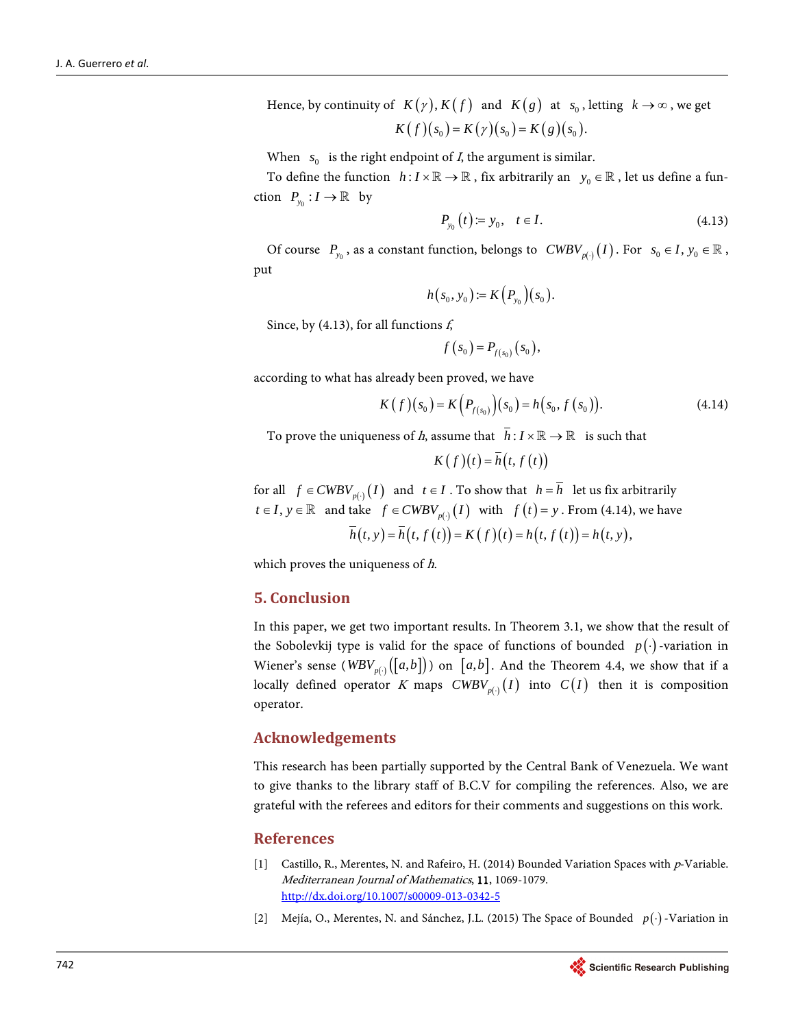Hence, by continuity of $K(\gamma), K(f)$ and $K(g)$ at $s_0$, letting $k \to \infty$, we get

$$K(f)(s_0) = K(\gamma)(s_0) = K(g)(s_0).$$

When $s_0$ is the right endpoint of *I*, the argument is similar.

To define the function $h: I \times \mathbb{R} \to \mathbb{R}$, fix arbitrarily an $y_0 \in \mathbb{R}$, let us define a function $P_{y_0}: I \to \mathbb{R}$ by

$$P_{y_0}(t) := y_0, \quad t \in I. \tag{4.13}$$

Of course $P_{y_0}$, as a constant function, belongs to $CWBV_{p(\cdot)}(I)$. For $s_0 \in I, y_0 \in \mathbb{R}$, put

$$h(s_0, y_0) := K(P_{y_0})(s_0).$$

Since, by (4.13), for all functions *f*,

$$f(s_0) = P_{f(s_0)}(s_0),$$

according to what has already been proved, we have

$$K(f)(s_0) = K(P_{f(s_0)})(s_0) = h(s_0, f(s_0)). \tag{4.14}$$

To prove the uniqueness of *h*, assume that $\bar{h}: I \times \mathbb{R} \to \mathbb{R}$ is such that

$$K(f)(t) = \bar{h}(t, f(t))$$

for all $f \in CWBV_{p(\cdot)}(I)$ and $t \in I$. To show that $h = \bar{h}$ let us fix arbitrarily $t \in I, y \in \mathbb{R}$ and take $f \in CWBV_{p(\cdot)}(I)$ with $f(t) = y$. From (4.14), we have

$$\bar{h}(t, y) = \bar{h}(t, f(t)) = K(f)(t) = h(t, f(t)) = h(t, y),$$

which proves the uniqueness of *h*.

## 5. Conclusion

In this paper, we get two important results. In Theorem 3.1, we show that the result of the Sobolevkij type is valid for the space of functions of bounded $p(\cdot)$-variation in Wiener's sense ($WBV_{p(\cdot)}([a,b])$) on $[a,b]$. And the Theorem 4.4, we show that if a locally defined operator $K$ maps $CWBV_{p(\cdot)}(I)$ into $C(I)$ then it is composition operator.

## Acknowledgements

This research has been partially supported by the Central Bank of Venezuela. We want to give thanks to the library staff of B.C.V for compiling the references. Also, we are grateful with the referees and editors for their comments and suggestions on this work.

## References

[1] Castillo, R., Merentes, N. and Rafeiro, H. (2014) Bounded Variation Spaces with *p*-Variable. *Mediterranean Journal of Mathematics*, **11**, 1069-1079. http://dx.doi.org/10.1007/s00009-013-0342-5

[2] Mejía, O., Merentes, N. and Sánchez, J.L. (2015) The Space of Bounded $p(\cdot)$-Variation in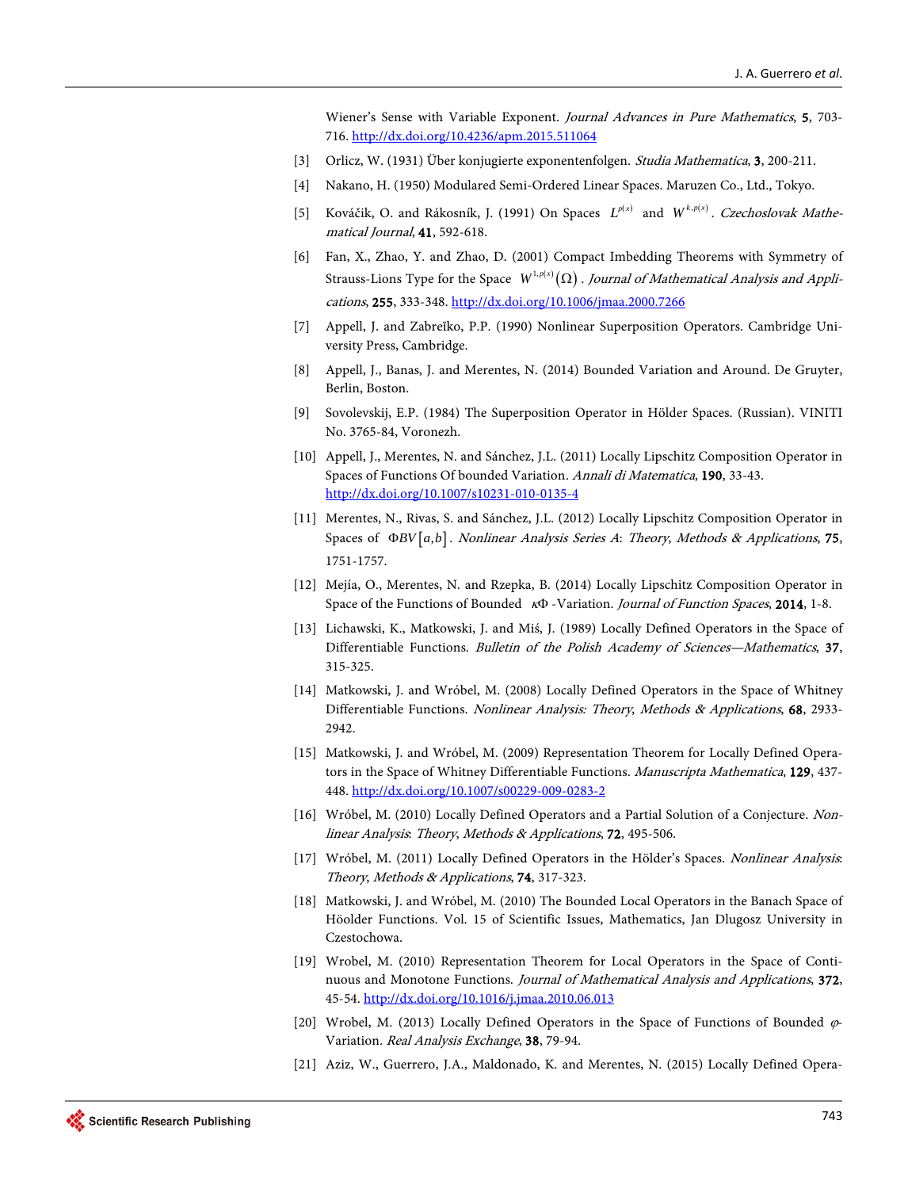Wiener's Sense with Variable Exponent. *Journal Advances in Pure Mathematics*, **5**, 703-716. http://dx.doi.org/10.4236/apm.2015.511064

[3] Orlicz, W. (1931) Über konjugierte exponentenfolgen. *Studia Mathematica*, **3**, 200-211.

[4] Nakano, H. (1950) Modulared Semi-Ordered Linear Spaces. Maruzen Co., Ltd., Tokyo.

[5] Kováčik, O. and Rákosník, J. (1991) On Spaces $L^{p(x)}$ and $W^{k,p(x)}$. *Czechoslovak Mathematical Journal*, **41**, 592-618.

[6] Fan, X., Zhao, Y. and Zhao, D. (2001) Compact Imbedding Theorems with Symmetry of Strauss-Lions Type for the Space $W^{1,p(x)}(\Omega)$. *Journal of Mathematical Analysis and Applications*, **255**, 333-348. http://dx.doi.org/10.1006/jmaa.2000.7266

[7] Appell, J. and Zabreĭko, P.P. (1990) Nonlinear Superposition Operators. Cambridge University Press, Cambridge.

[8] Appell, J., Banas, J. and Merentes, N. (2014) Bounded Variation and Around. De Gruyter, Berlin, Boston.

[9] Sovolevskij, E.P. (1984) The Superposition Operator in Hölder Spaces. (Russian). VINITI No. 3765-84, Voronezh.

[10] Appell, J., Merentes, N. and Sánchez, J.L. (2011) Locally Lipschitz Composition Operator in Spaces of Functions Of bounded Variation. *Annali di Matematica*, **190**, 33-43. http://dx.doi.org/10.1007/s10231-010-0135-4

[11] Merentes, N., Rivas, S. and Sánchez, J.L. (2012) Locally Lipschitz Composition Operator in Spaces of $\Phi BV[a,b]$. *Nonlinear Analysis Series A: Theory, Methods & Applications*, **75**, 1751-1757.

[12] Mejía, O., Merentes, N. and Rzepka, B. (2014) Locally Lipschitz Composition Operator in Space of the Functions of Bounded $\kappa\Phi$-Variation. *Journal of Function Spaces*, **2014**, 1-8.

[13] Lichawski, K., Matkowski, J. and Miś, J. (1989) Locally Defined Operators in the Space of Differentiable Functions. *Bulletin of the Polish Academy of Sciences—Mathematics*, **37**, 315-325.

[14] Matkowski, J. and Wróbel, M. (2008) Locally Defined Operators in the Space of Whitney Differentiable Functions. *Nonlinear Analysis: Theory, Methods & Applications*, **68**, 2933-2942.

[15] Matkowski, J. and Wróbel, M. (2009) Representation Theorem for Locally Defined Operators in the Space of Whitney Differentiable Functions. *Manuscripta Mathematica*, **129**, 437-448. http://dx.doi.org/10.1007/s00229-009-0283-2

[16] Wróbel, M. (2010) Locally Defined Operators and a Partial Solution of a Conjecture. *Nonlinear Analysis: Theory, Methods & Applications*, **72**, 495-506.

[17] Wróbel, M. (2011) Locally Defined Operators in the Hölder's Spaces. *Nonlinear Analysis: Theory, Methods & Applications*, **74**, 317-323.

[18] Matkowski, J. and Wróbel, M. (2010) The Bounded Local Operators in the Banach Space of Höölder Functions. Vol. 15 of Scientific Issues, Mathematics, Jan Dlugosz University in Czestochowa.

[19] Wrobel, M. (2010) Representation Theorem for Local Operators in the Space of Continuous and Monotone Functions. *Journal of Mathematical Analysis and Applications*, **372**, 45-54. http://dx.doi.org/10.1016/j.jmaa.2010.06.013

[20] Wrobel, M. (2013) Locally Defined Operators in the Space of Functions of Bounded $\varphi$-Variation. *Real Analysis Exchange*, **38**, 79-94.

[21] Aziz, W., Guerrero, J.A., Maldonado, K. and Merentes, N. (2015) Locally Defined Opera-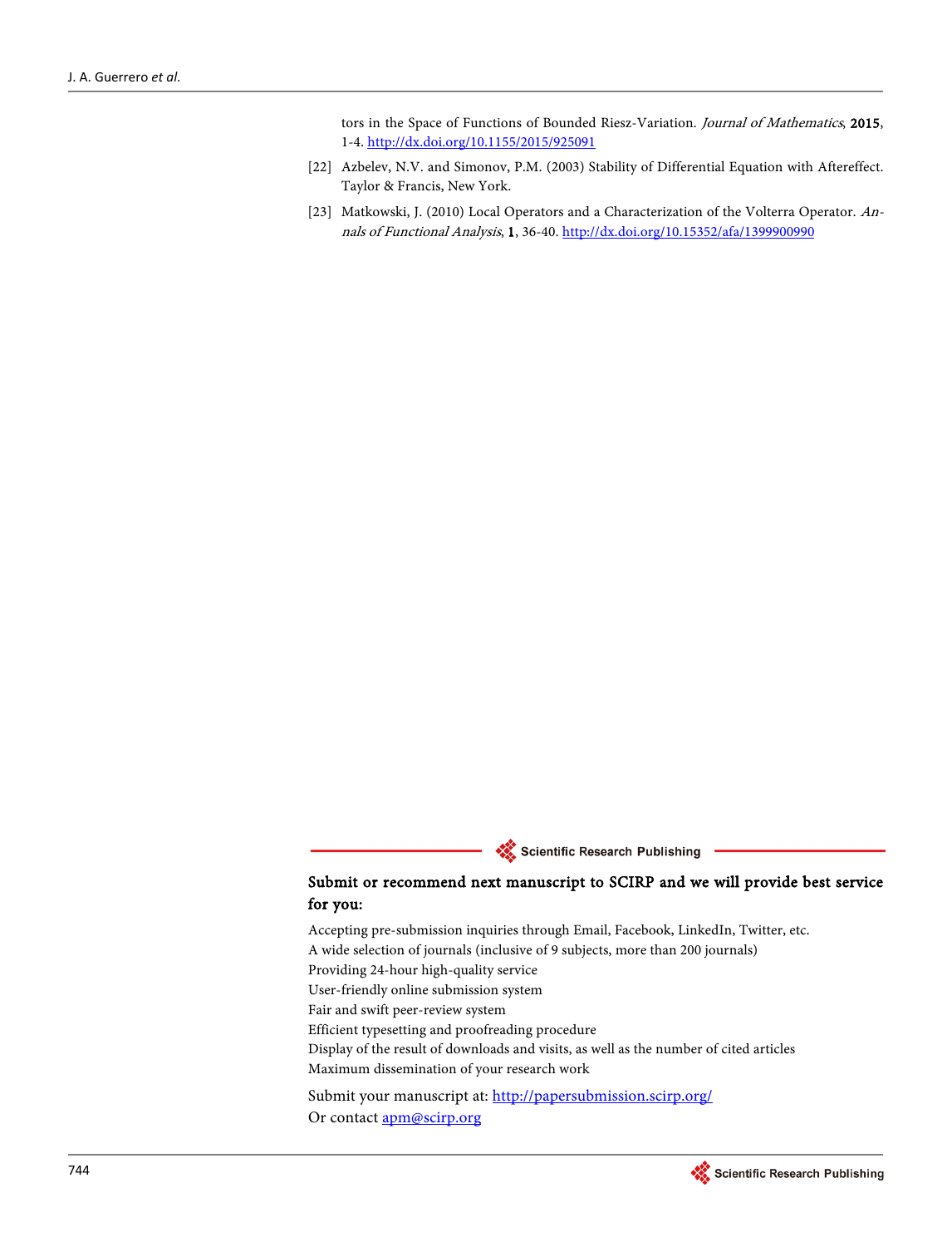tors in the Space of Functions of Bounded Riesz-Variation. *Journal of Mathematics*, **2015**, 1-4. http://dx.doi.org/10.1155/2015/925091

[22] Azbelev, N.V. and Simonov, P.M. (2003) Stability of Differential Equation with Aftereffect. Taylor & Francis, New York.

[23] Matkowski, J. (2010) Local Operators and a Characterization of the Volterra Operator. *Annals of Functional Analysis*, **1**, 36-40. http://dx.doi.org/10.15352/afa/1399900990

Scientific Research Publishing

**Submit or recommend next manuscript to SCIRP and we will provide best service for you:**

Accepting pre-submission inquiries through Email, Facebook, LinkedIn, Twitter, etc.
A wide selection of journals (inclusive of 9 subjects, more than 200 journals)
Providing 24-hour high-quality service
User-friendly online submission system
Fair and swift peer-review system
Efficient typesetting and proofreading procedure
Display of the result of downloads and visits, as well as the number of cited articles
Maximum dissemination of your research work

Submit your manuscript at: http://papersubmission.scirp.org/
Or contact apm@scirp.org